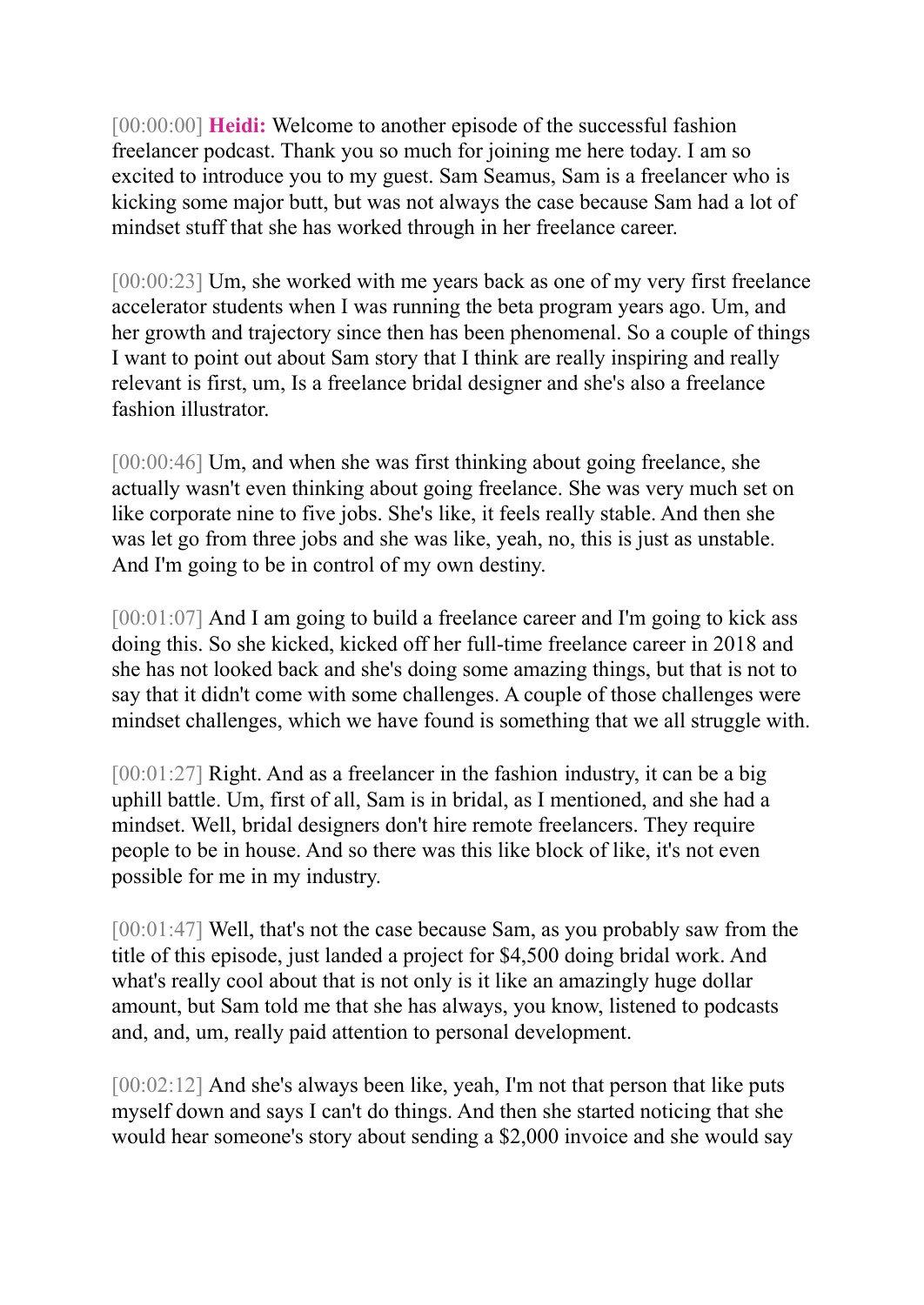[00:00:00] **Heidi:** Welcome to another episode of the successful fashion freelancer podcast. Thank you so much for joining me here today. I am so excited to introduce you to my guest. Sam Seamus, Sam is a freelancer who is kicking some major butt, but was not always the case because Sam had a lot of mindset stuff that she has worked through in her freelance career.

[00:00:23] Um, she worked with me years back as one of my very first freelance accelerator students when I was running the beta program years ago. Um, and her growth and trajectory since then has been phenomenal. So a couple of things I want to point out about Sam story that I think are really inspiring and really relevant is first, um, Is a freelance bridal designer and she's also a freelance fashion illustrator.

[00:00:46] Um, and when she was first thinking about going freelance, she actually wasn't even thinking about going freelance. She was very much set on like corporate nine to five jobs. She's like, it feels really stable. And then she was let go from three jobs and she was like, yeah, no, this is just as unstable. And I'm going to be in control of my own destiny.

[00:01:07] And I am going to build a freelance career and I'm going to kick ass doing this. So she kicked, kicked off her full-time freelance career in 2018 and she has not looked back and she's doing some amazing things, but that is not to say that it didn't come with some challenges. A couple of those challenges were mindset challenges, which we have found is something that we all struggle with.

[00:01:27] Right. And as a freelancer in the fashion industry, it can be a big uphill battle. Um, first of all, Sam is in bridal, as I mentioned, and she had a mindset. Well, bridal designers don't hire remote freelancers. They require people to be in house. And so there was this like block of like, it's not even possible for me in my industry.

[00:01:47] Well, that's not the case because Sam, as you probably saw from the title of this episode, just landed a project for $4,500 doing bridal work. And what's really cool about that is not only is it like an amazingly huge dollar amount, but Sam told me that she has always, you know, listened to podcasts and, and, um, really paid attention to personal development.

[00:02:12] And she's always been like, yeah, I'm not that person that like puts myself down and says I can't do things. And then she started noticing that she would hear someone's story about sending a $2,000 invoice and she would say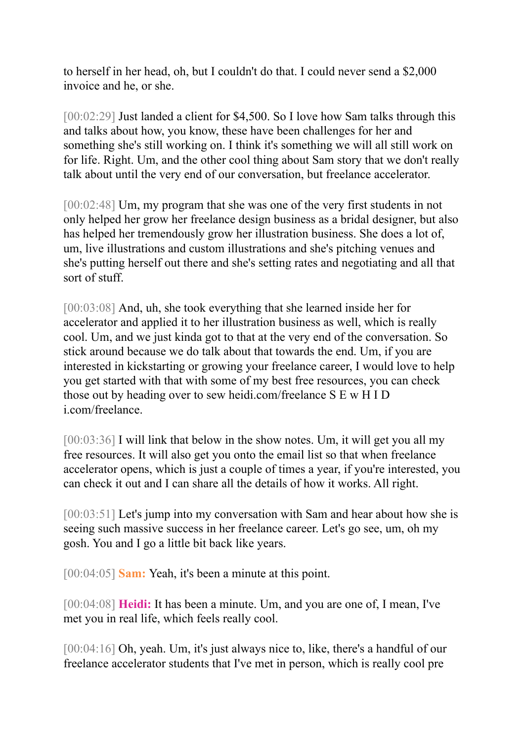to herself in her head, oh, but I couldn't do that. I could never send a $2,000 invoice and he, or she.

[00:02:29] Just landed a client for $4,500. So I love how Sam talks through this and talks about how, you know, these have been challenges for her and something she's still working on. I think it's something we will all still work on for life. Right. Um, and the other cool thing about Sam story that we don't really talk about until the very end of our conversation, but freelance accelerator.

[00:02:48] Um, my program that she was one of the very first students in not only helped her grow her freelance design business as a bridal designer, but also has helped her tremendously grow her illustration business. She does a lot of, um, live illustrations and custom illustrations and she's pitching venues and she's putting herself out there and she's setting rates and negotiating and all that sort of stuff.

[00:03:08] And, uh, she took everything that she learned inside her for accelerator and applied it to her illustration business as well, which is really cool. Um, and we just kinda got to that at the very end of the conversation. So stick around because we do talk about that towards the end. Um, if you are interested in kickstarting or growing your freelance career, I would love to help you get started with that with some of my best free resources, you can check those out by heading over to sew heidi.com/freelance S E w H I D i.com/freelance.

[00:03:36] I will link that below in the show notes. Um, it will get you all my free resources. It will also get you onto the email list so that when freelance accelerator opens, which is just a couple of times a year, if you're interested, you can check it out and I can share all the details of how it works. All right.

[00:03:51] Let's jump into my conversation with Sam and hear about how she is seeing such massive success in her freelance career. Let's go see, um, oh my gosh. You and I go a little bit back like years.

[00:04:05] **Sam:** Yeah, it's been a minute at this point.

[00:04:08] **Heidi:** It has been a minute. Um, and you are one of, I mean, I've met you in real life, which feels really cool.

[00:04:16] Oh, yeah. Um, it's just always nice to, like, there's a handful of our freelance accelerator students that I've met in person, which is really cool pre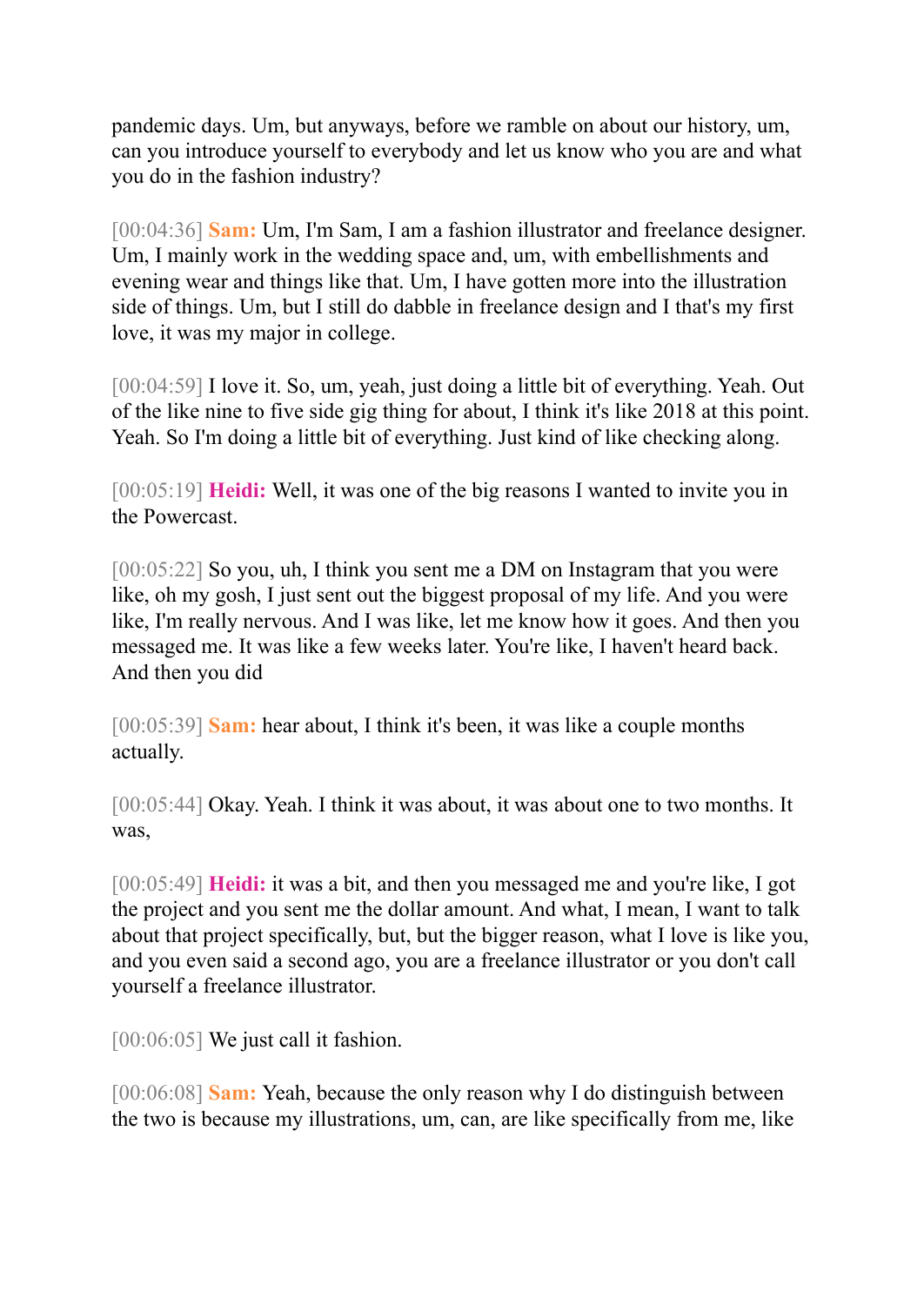pandemic days. Um, but anyways, before we ramble on about our history, um, can you introduce yourself to everybody and let us know who you are and what you do in the fashion industry?

[00:04:36] **Sam:** Um, I'm Sam, I am a fashion illustrator and freelance designer. Um, I mainly work in the wedding space and, um, with embellishments and evening wear and things like that. Um, I have gotten more into the illustration side of things. Um, but I still do dabble in freelance design and I that's my first love, it was my major in college.

[00:04:59] I love it. So, um, yeah, just doing a little bit of everything. Yeah. Out of the like nine to five side gig thing for about, I think it's like 2018 at this point. Yeah. So I'm doing a little bit of everything. Just kind of like checking along.

[00:05:19] **Heidi:** Well, it was one of the big reasons I wanted to invite you in the Powercast.

[00:05:22] So you, uh, I think you sent me a DM on Instagram that you were like, oh my gosh, I just sent out the biggest proposal of my life. And you were like, I'm really nervous. And I was like, let me know how it goes. And then you messaged me. It was like a few weeks later. You're like, I haven't heard back. And then you did

[00:05:39] **Sam:** hear about, I think it's been, it was like a couple months actually.

[00:05:44] Okay. Yeah. I think it was about, it was about one to two months. It was,

[00:05:49] **Heidi:** it was a bit, and then you messaged me and you're like, I got the project and you sent me the dollar amount. And what, I mean, I want to talk about that project specifically, but, but the bigger reason, what I love is like you, and you even said a second ago, you are a freelance illustrator or you don't call yourself a freelance illustrator.

[00:06:05] We just call it fashion.

[00:06:08] **Sam:** Yeah, because the only reason why I do distinguish between the two is because my illustrations, um, can, are like specifically from me, like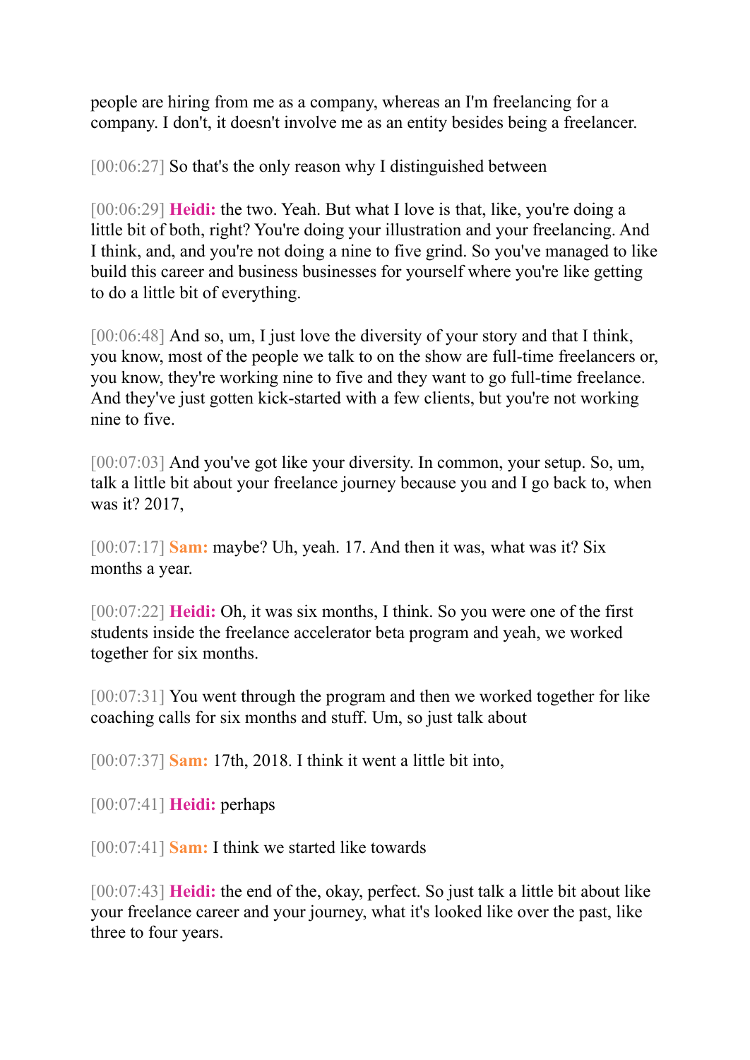people are hiring from me as a company, whereas an I'm freelancing for a company. I don't, it doesn't involve me as an entity besides being a freelancer.

[00:06:27] So that's the only reason why I distinguished between

[00:06:29] **Heidi:** the two. Yeah. But what I love is that, like, you're doing a little bit of both, right? You're doing your illustration and your freelancing. And I think, and, and you're not doing a nine to five grind. So you've managed to like build this career and business businesses for yourself where you're like getting to do a little bit of everything.

[00:06:48] And so, um, I just love the diversity of your story and that I think, you know, most of the people we talk to on the show are full-time freelancers or, you know, they're working nine to five and they want to go full-time freelance. And they've just gotten kick-started with a few clients, but you're not working nine to five.

[00:07:03] And you've got like your diversity. In common, your setup. So, um, talk a little bit about your freelance journey because you and I go back to, when was it? 2017,

[00:07:17] **Sam:** maybe? Uh, yeah. 17. And then it was, what was it? Six months a year.

[00:07:22] **Heidi:** Oh, it was six months, I think. So you were one of the first students inside the freelance accelerator beta program and yeah, we worked together for six months.

[00:07:31] You went through the program and then we worked together for like coaching calls for six months and stuff. Um, so just talk about

[00:07:37] **Sam:** 17th, 2018. I think it went a little bit into,

[00:07:41] **Heidi:** perhaps

[00:07:41] **Sam:** I think we started like towards

[00:07:43] **Heidi:** the end of the, okay, perfect. So just talk a little bit about like your freelance career and your journey, what it's looked like over the past, like three to four years.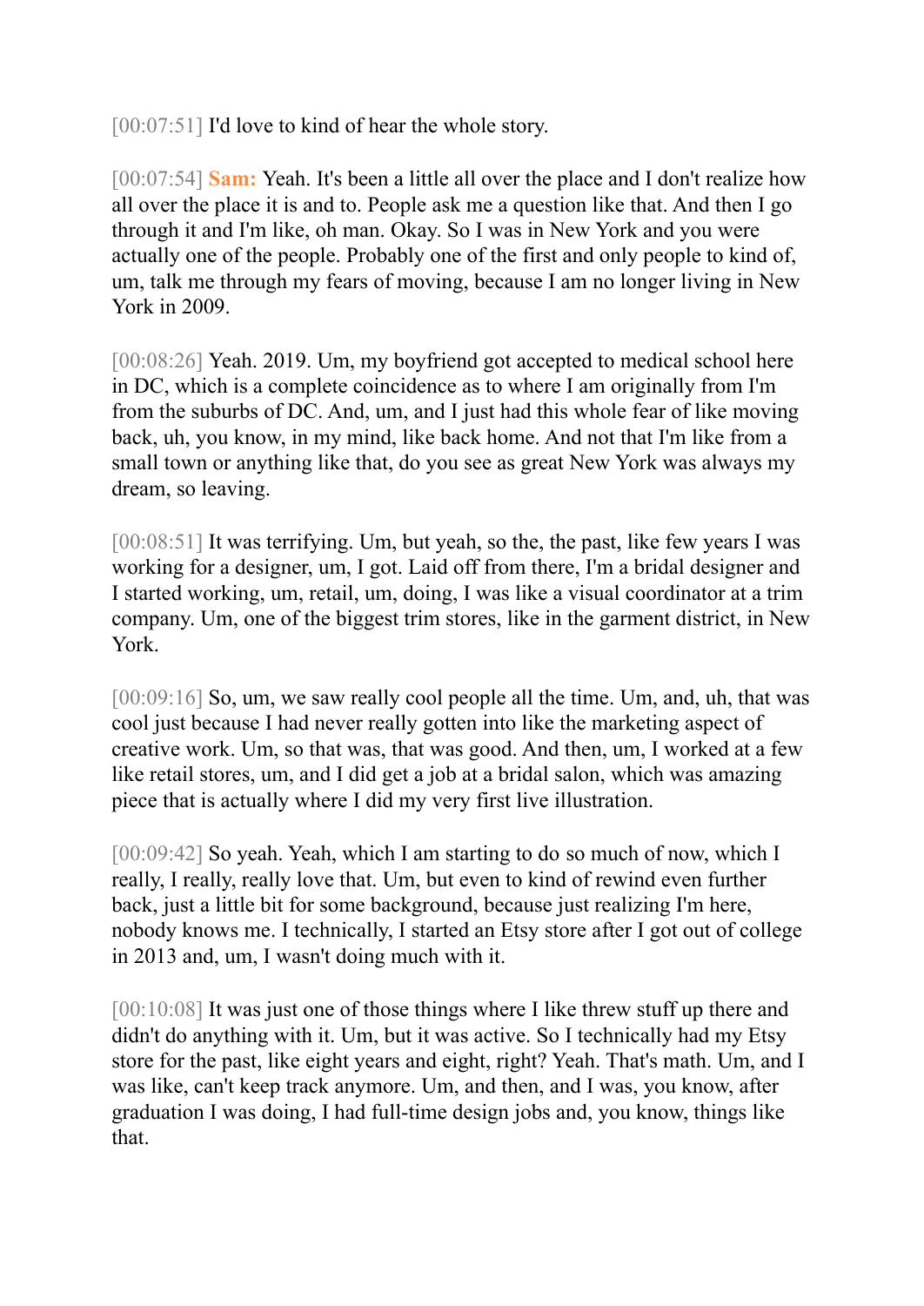[00:07:51] I'd love to kind of hear the whole story.

[00:07:54] **Sam:** Yeah. It's been a little all over the place and I don't realize how all over the place it is and to. People ask me a question like that. And then I go through it and I'm like, oh man. Okay. So I was in New York and you were actually one of the people. Probably one of the first and only people to kind of, um, talk me through my fears of moving, because I am no longer living in New York in 2009.

[00:08:26] Yeah. 2019. Um, my boyfriend got accepted to medical school here in DC, which is a complete coincidence as to where I am originally from I'm from the suburbs of DC. And, um, and I just had this whole fear of like moving back, uh, you know, in my mind, like back home. And not that I'm like from a small town or anything like that, do you see as great New York was always my dream, so leaving.

[00:08:51] It was terrifying. Um, but yeah, so the, the past, like few years I was working for a designer, um, I got. Laid off from there, I'm a bridal designer and I started working, um, retail, um, doing, I was like a visual coordinator at a trim company. Um, one of the biggest trim stores, like in the garment district, in New York.

[00:09:16] So, um, we saw really cool people all the time. Um, and, uh, that was cool just because I had never really gotten into like the marketing aspect of creative work. Um, so that was, that was good. And then, um, I worked at a few like retail stores, um, and I did get a job at a bridal salon, which was amazing piece that is actually where I did my very first live illustration.

[00:09:42] So yeah. Yeah, which I am starting to do so much of now, which I really, I really, really love that. Um, but even to kind of rewind even further back, just a little bit for some background, because just realizing I'm here, nobody knows me. I technically, I started an Etsy store after I got out of college in 2013 and, um, I wasn't doing much with it.

[00:10:08] It was just one of those things where I like threw stuff up there and didn't do anything with it. Um, but it was active. So I technically had my Etsy store for the past, like eight years and eight, right? Yeah. That's math. Um, and I was like, can't keep track anymore. Um, and then, and I was, you know, after graduation I was doing, I had full-time design jobs and, you know, things like that.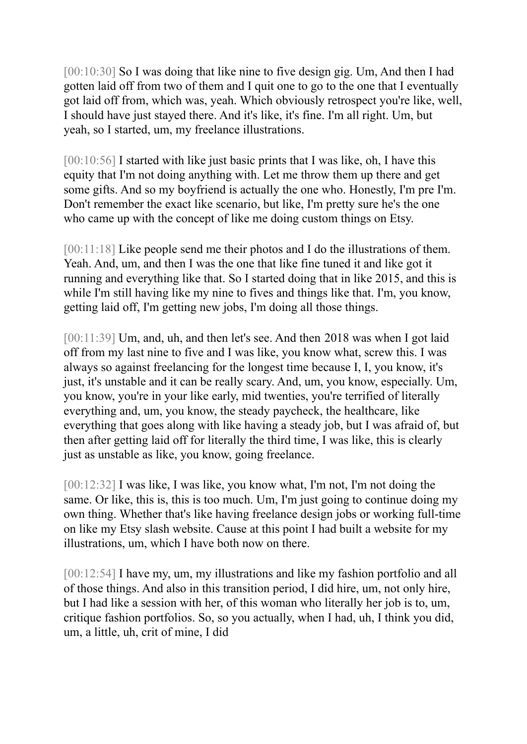[00:10:30] So I was doing that like nine to five design gig. Um, And then I had gotten laid off from two of them and I quit one to go to the one that I eventually got laid off from, which was, yeah. Which obviously retrospect you're like, well, I should have just stayed there. And it's like, it's fine. I'm all right. Um, but yeah, so I started, um, my freelance illustrations.

[00:10:56] I started with like just basic prints that I was like, oh, I have this equity that I'm not doing anything with. Let me throw them up there and get some gifts. And so my boyfriend is actually the one who. Honestly, I'm pre I'm. Don't remember the exact like scenario, but like, I'm pretty sure he's the one who came up with the concept of like me doing custom things on Etsy.

[00:11:18] Like people send me their photos and I do the illustrations of them. Yeah. And, um, and then I was the one that like fine tuned it and like got it running and everything like that. So I started doing that in like 2015, and this is while I'm still having like my nine to fives and things like that. I'm, you know, getting laid off, I'm getting new jobs, I'm doing all those things.

[00:11:39] Um, and, uh, and then let's see. And then 2018 was when I got laid off from my last nine to five and I was like, you know what, screw this. I was always so against freelancing for the longest time because I, I, you know, it's just, it's unstable and it can be really scary. And, um, you know, especially. Um, you know, you're in your like early, mid twenties, you're terrified of literally everything and, um, you know, the steady paycheck, the healthcare, like everything that goes along with like having a steady job, but I was afraid of, but then after getting laid off for literally the third time, I was like, this is clearly just as unstable as like, you know, going freelance.

[00:12:32] I was like, I was like, you know what, I'm not, I'm not doing the same. Or like, this is, this is too much. Um, I'm just going to continue doing my own thing. Whether that's like having freelance design jobs or working full-time on like my Etsy slash website. Cause at this point I had built a website for my illustrations, um, which I have both now on there.

[00:12:54] I have my, um, my illustrations and like my fashion portfolio and all of those things. And also in this transition period, I did hire, um, not only hire, but I had like a session with her, of this woman who literally her job is to, um, critique fashion portfolios. So, so you actually, when I had, uh, I think you did, um, a little, uh, crit of mine, I did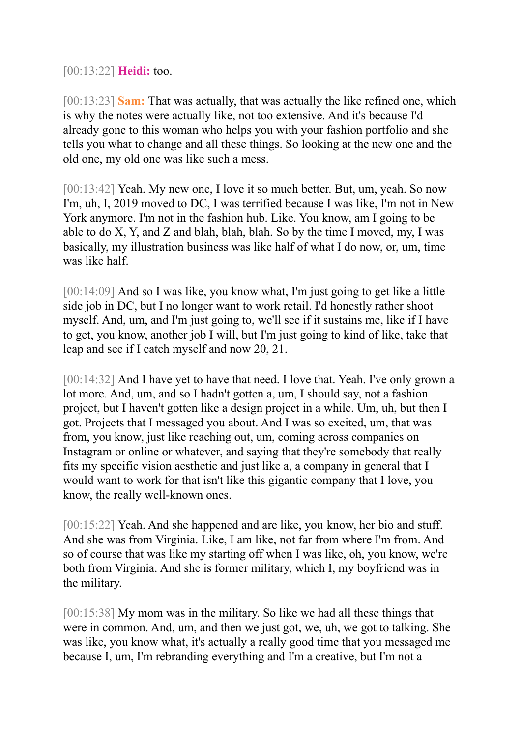[00:13:22] **Heidi:** too.

[00:13:23] **Sam:** That was actually, that was actually the like refined one, which is why the notes were actually like, not too extensive. And it's because I'd already gone to this woman who helps you with your fashion portfolio and she tells you what to change and all these things. So looking at the new one and the old one, my old one was like such a mess.

[00:13:42] Yeah. My new one, I love it so much better. But, um, yeah. So now I'm, uh, I, 2019 moved to DC, I was terrified because I was like, I'm not in New York anymore. I'm not in the fashion hub. Like. You know, am I going to be able to do X, Y, and Z and blah, blah, blah. So by the time I moved, my, I was basically, my illustration business was like half of what I do now, or, um, time was like half.

[00:14:09] And so I was like, you know what, I'm just going to get like a little side job in DC, but I no longer want to work retail. I'd honestly rather shoot myself. And, um, and I'm just going to, we'll see if it sustains me, like if I have to get, you know, another job I will, but I'm just going to kind of like, take that leap and see if I catch myself and now 20, 21.

[00:14:32] And I have yet to have that need. I love that. Yeah. I've only grown a lot more. And, um, and so I hadn't gotten a, um, I should say, not a fashion project, but I haven't gotten like a design project in a while. Um, uh, but then I got. Projects that I messaged you about. And I was so excited, um, that was from, you know, just like reaching out, um, coming across companies on Instagram or online or whatever, and saying that they're somebody that really fits my specific vision aesthetic and just like a, a company in general that I would want to work for that isn't like this gigantic company that I love, you know, the really well-known ones.

[00:15:22] Yeah. And she happened and are like, you know, her bio and stuff. And she was from Virginia. Like, I am like, not far from where I'm from. And so of course that was like my starting off when I was like, oh, you know, we're both from Virginia. And she is former military, which I, my boyfriend was in the military.

[00:15:38] My mom was in the military. So like we had all these things that were in common. And, um, and then we just got, we, uh, we got to talking. She was like, you know what, it's actually a really good time that you messaged me because I, um, I'm rebranding everything and I'm a creative, but I'm not a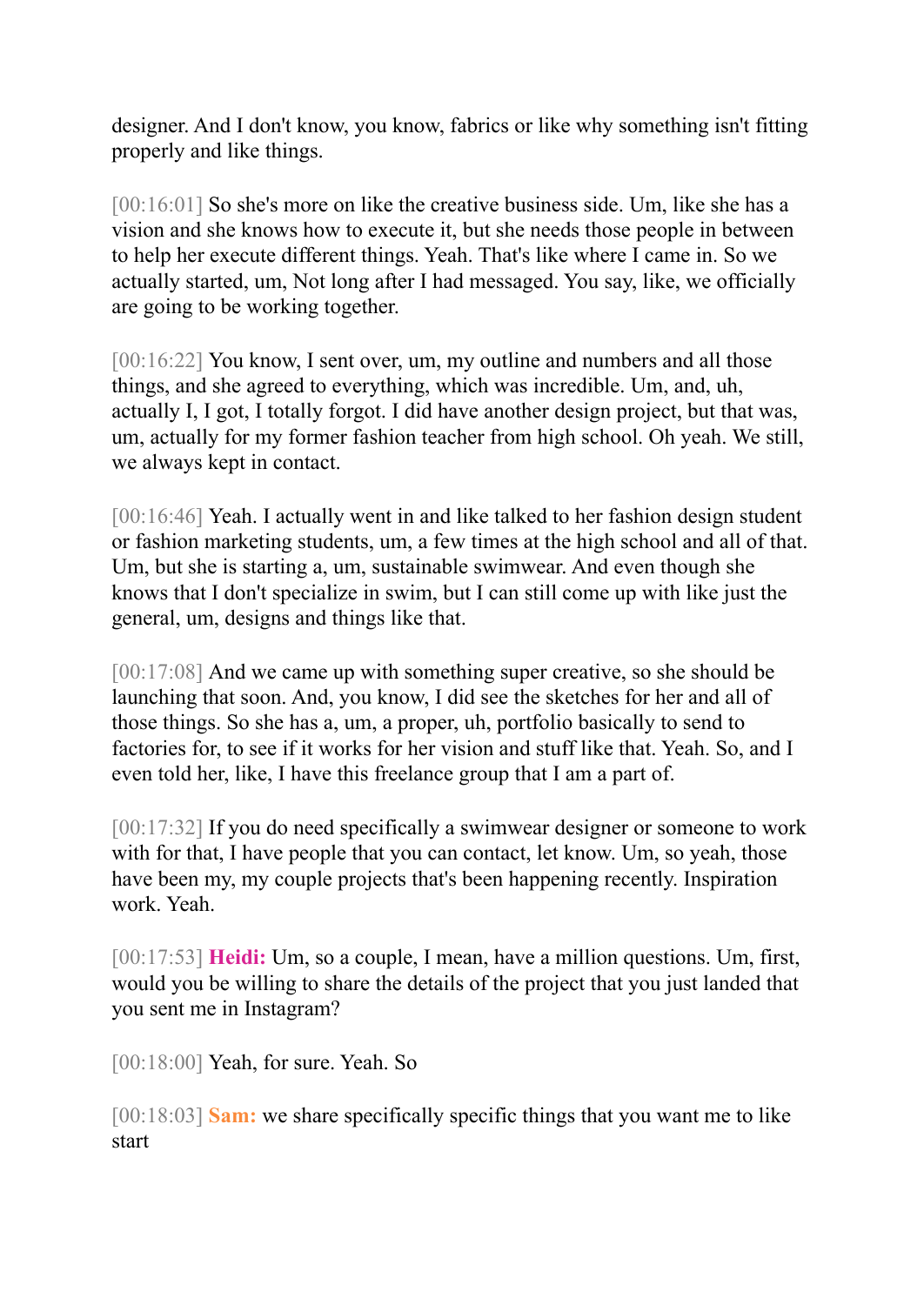designer. And I don't know, you know, fabrics or like why something isn't fitting properly and like things.

[00:16:01] So she's more on like the creative business side. Um, like she has a vision and she knows how to execute it, but she needs those people in between to help her execute different things. Yeah. That's like where I came in. So we actually started, um, Not long after I had messaged. You say, like, we officially are going to be working together.

[00:16:22] You know, I sent over, um, my outline and numbers and all those things, and she agreed to everything, which was incredible. Um, and, uh, actually I, I got, I totally forgot. I did have another design project, but that was, um, actually for my former fashion teacher from high school. Oh yeah. We still, we always kept in contact.

[00:16:46] Yeah. I actually went in and like talked to her fashion design student or fashion marketing students, um, a few times at the high school and all of that. Um, but she is starting a, um, sustainable swimwear. And even though she knows that I don't specialize in swim, but I can still come up with like just the general, um, designs and things like that.

[00:17:08] And we came up with something super creative, so she should be launching that soon. And, you know, I did see the sketches for her and all of those things. So she has a, um, a proper, uh, portfolio basically to send to factories for, to see if it works for her vision and stuff like that. Yeah. So, and I even told her, like, I have this freelance group that I am a part of.

[00:17:32] If you do need specifically a swimwear designer or someone to work with for that, I have people that you can contact, let know. Um, so yeah, those have been my, my couple projects that's been happening recently. Inspiration work. Yeah.

[00:17:53] **Heidi:** Um, so a couple, I mean, have a million questions. Um, first, would you be willing to share the details of the project that you just landed that you sent me in Instagram?

[00:18:00] Yeah, for sure. Yeah. So

[00:18:03] **Sam:** we share specifically specific things that you want me to like start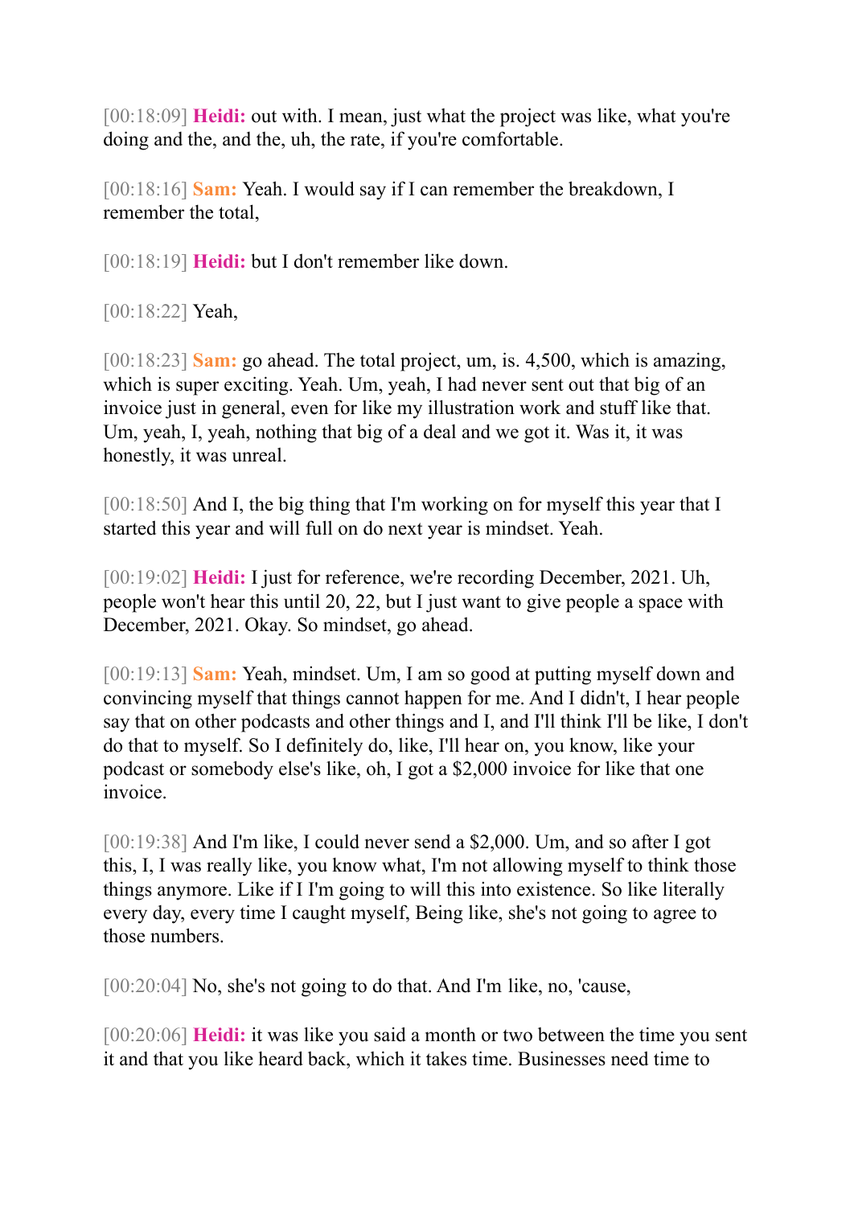[00:18:09] **Heidi:** out with. I mean, just what the project was like, what you're doing and the, and the, uh, the rate, if you're comfortable.

[00:18:16] **Sam:** Yeah. I would say if I can remember the breakdown, I remember the total,

[00:18:19] **Heidi:** but I don't remember like down.

[00:18:22] Yeah,

[00:18:23] **Sam:** go ahead. The total project, um, is. 4,500, which is amazing, which is super exciting. Yeah. Um, yeah, I had never sent out that big of an invoice just in general, even for like my illustration work and stuff like that. Um, yeah, I, yeah, nothing that big of a deal and we got it. Was it, it was honestly, it was unreal.

[00:18:50] And I, the big thing that I'm working on for myself this year that I started this year and will full on do next year is mindset. Yeah.

[00:19:02] **Heidi:** I just for reference, we're recording December, 2021. Uh, people won't hear this until 20, 22, but I just want to give people a space with December, 2021. Okay. So mindset, go ahead.

[00:19:13] **Sam:** Yeah, mindset. Um, I am so good at putting myself down and convincing myself that things cannot happen for me. And I didn't, I hear people say that on other podcasts and other things and I, and I'll think I'll be like, I don't do that to myself. So I definitely do, like, I'll hear on, you know, like your podcast or somebody else's like, oh, I got a $2,000 invoice for like that one invoice.

[00:19:38] And I'm like, I could never send a $2,000. Um, and so after I got this, I, I was really like, you know what, I'm not allowing myself to think those things anymore. Like if I I'm going to will this into existence. So like literally every day, every time I caught myself, Being like, she's not going to agree to those numbers.

[00:20:04] No, she's not going to do that. And I'm like, no, 'cause,

[00:20:06] **Heidi:** it was like you said a month or two between the time you sent it and that you like heard back, which it takes time. Businesses need time to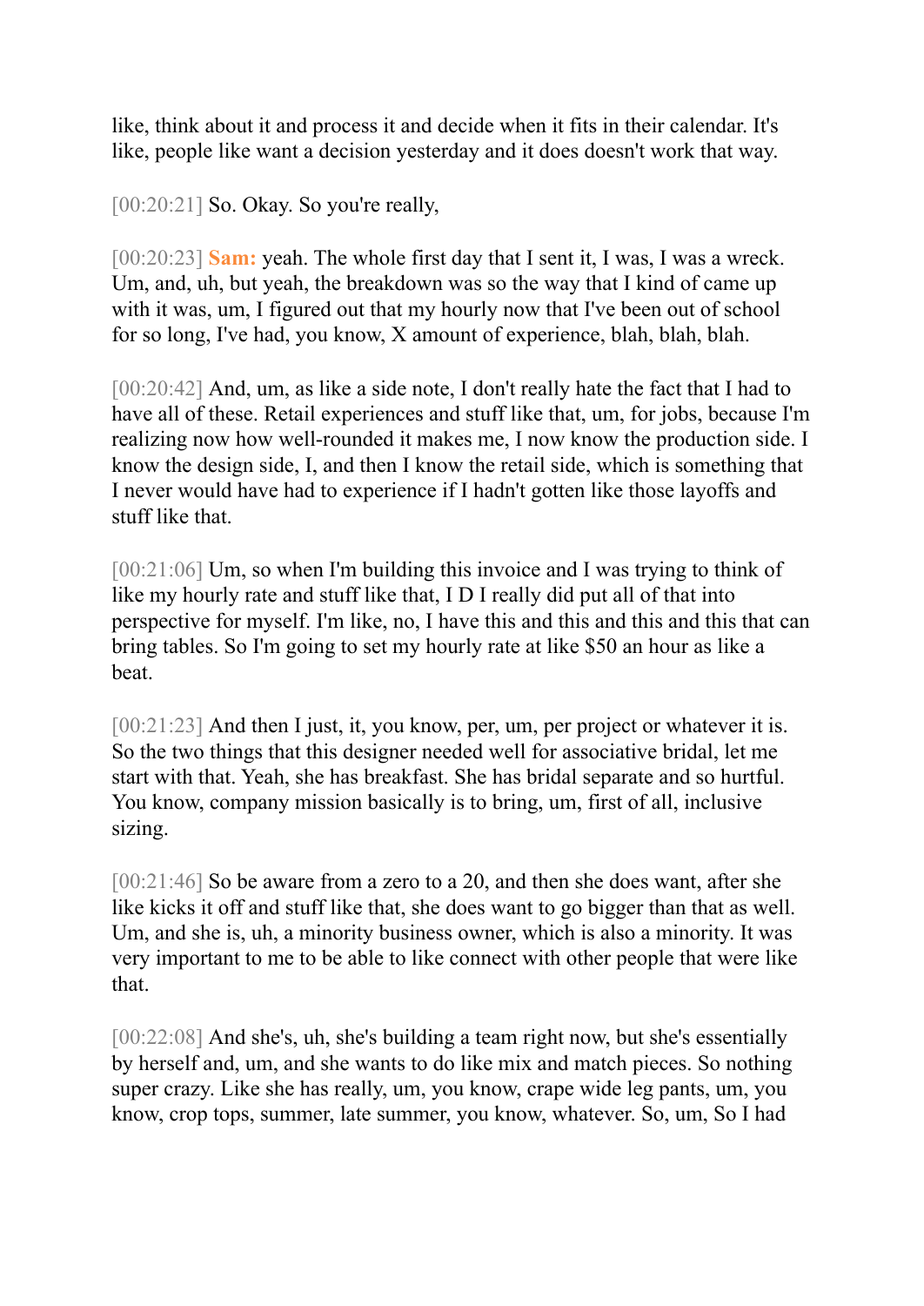like, think about it and process it and decide when it fits in their calendar. It's like, people like want a decision yesterday and it does doesn't work that way.

[00:20:21] So. Okay. So you're really,

[00:20:23] **Sam:** yeah. The whole first day that I sent it, I was, I was a wreck. Um, and, uh, but yeah, the breakdown was so the way that I kind of came up with it was, um, I figured out that my hourly now that I've been out of school for so long, I've had, you know, X amount of experience, blah, blah, blah.

[00:20:42] And, um, as like a side note, I don't really hate the fact that I had to have all of these. Retail experiences and stuff like that, um, for jobs, because I'm realizing now how well-rounded it makes me, I now know the production side. I know the design side, I, and then I know the retail side, which is something that I never would have had to experience if I hadn't gotten like those layoffs and stuff like that.

[00:21:06] Um, so when I'm building this invoice and I was trying to think of like my hourly rate and stuff like that, I D I really did put all of that into perspective for myself. I'm like, no, I have this and this and this and this that can bring tables. So I'm going to set my hourly rate at like $50 an hour as like a beat.

[00:21:23] And then I just, it, you know, per, um, per project or whatever it is. So the two things that this designer needed well for associative bridal, let me start with that. Yeah, she has breakfast. She has bridal separate and so hurtful. You know, company mission basically is to bring, um, first of all, inclusive sizing.

[00:21:46] So be aware from a zero to a 20, and then she does want, after she like kicks it off and stuff like that, she does want to go bigger than that as well. Um, and she is, uh, a minority business owner, which is also a minority. It was very important to me to be able to like connect with other people that were like that.

[00:22:08] And she's, uh, she's building a team right now, but she's essentially by herself and, um, and she wants to do like mix and match pieces. So nothing super crazy. Like she has really, um, you know, crape wide leg pants, um, you know, crop tops, summer, late summer, you know, whatever. So, um, So I had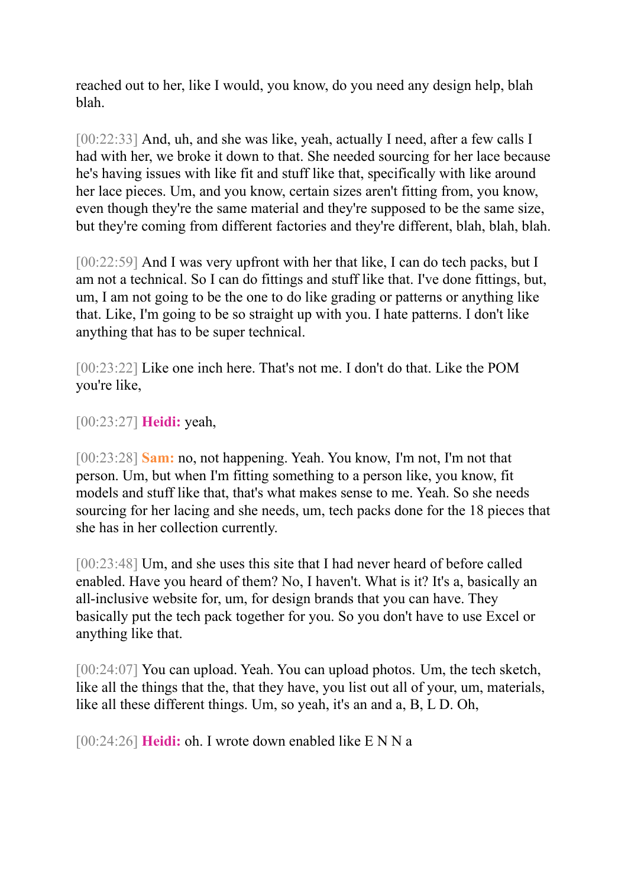reached out to her, like I would, you know, do you need any design help, blah blah.

[00:22:33] And, uh, and she was like, yeah, actually I need, after a few calls I had with her, we broke it down to that. She needed sourcing for her lace because he's having issues with like fit and stuff like that, specifically with like around her lace pieces. Um, and you know, certain sizes aren't fitting from, you know, even though they're the same material and they're supposed to be the same size, but they're coming from different factories and they're different, blah, blah, blah.

[00:22:59] And I was very upfront with her that like, I can do tech packs, but I am not a technical. So I can do fittings and stuff like that. I've done fittings, but, um, I am not going to be the one to do like grading or patterns or anything like that. Like, I'm going to be so straight up with you. I hate patterns. I don't like anything that has to be super technical.

[00:23:22] Like one inch here. That's not me. I don't do that. Like the POM you're like,

[00:23:27] **Heidi:** yeah,

[00:23:28] **Sam:** no, not happening. Yeah. You know, I'm not, I'm not that person. Um, but when I'm fitting something to a person like, you know, fit models and stuff like that, that's what makes sense to me. Yeah. So she needs sourcing for her lacing and she needs, um, tech packs done for the 18 pieces that she has in her collection currently.

[00:23:48] Um, and she uses this site that I had never heard of before called enabled. Have you heard of them? No, I haven't. What is it? It's a, basically an all-inclusive website for, um, for design brands that you can have. They basically put the tech pack together for you. So you don't have to use Excel or anything like that.

[00:24:07] You can upload. Yeah. You can upload photos. Um, the tech sketch, like all the things that the, that they have, you list out all of your, um, materials, like all these different things. Um, so yeah, it's an and a, B, L D. Oh,

[00:24:26] **Heidi:** oh. I wrote down enabled like E N N a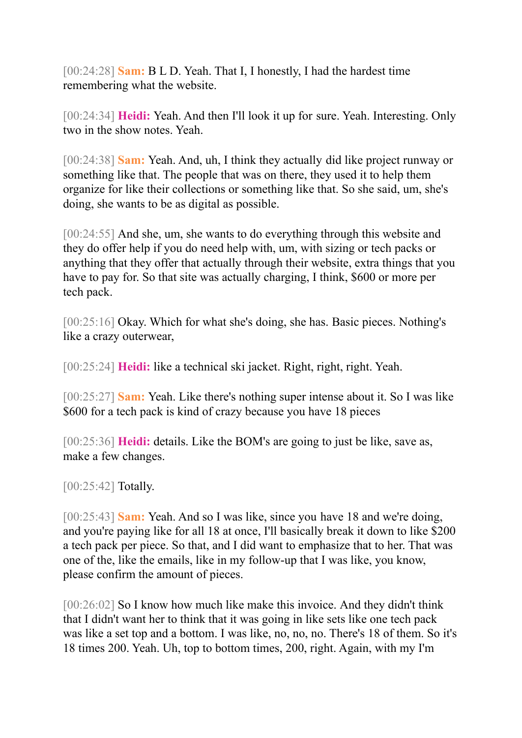[00:24:28] **Sam:** B L D. Yeah. That I, I honestly, I had the hardest time remembering what the website.

[00:24:34] **Heidi:** Yeah. And then I'll look it up for sure. Yeah. Interesting. Only two in the show notes. Yeah.

[00:24:38] **Sam:** Yeah. And, uh, I think they actually did like project runway or something like that. The people that was on there, they used it to help them organize for like their collections or something like that. So she said, um, she's doing, she wants to be as digital as possible.

[00:24:55] And she, um, she wants to do everything through this website and they do offer help if you do need help with, um, with sizing or tech packs or anything that they offer that actually through their website, extra things that you have to pay for. So that site was actually charging, I think, $600 or more per tech pack.

[00:25:16] Okay. Which for what she's doing, she has. Basic pieces. Nothing's like a crazy outerwear,

[00:25:24] **Heidi:** like a technical ski jacket. Right, right, right. Yeah.

[00:25:27] **Sam:** Yeah. Like there's nothing super intense about it. So I was like $600 for a tech pack is kind of crazy because you have 18 pieces

[00:25:36] **Heidi:** details. Like the BOM's are going to just be like, save as, make a few changes.

[00:25:42] Totally.

[00:25:43] **Sam:** Yeah. And so I was like, since you have 18 and we're doing, and you're paying like for all 18 at once, I'll basically break it down to like $200 a tech pack per piece. So that, and I did want to emphasize that to her. That was one of the, like the emails, like in my follow-up that I was like, you know, please confirm the amount of pieces.

[00:26:02] So I know how much like make this invoice. And they didn't think that I didn't want her to think that it was going in like sets like one tech pack was like a set top and a bottom. I was like, no, no, no. There's 18 of them. So it's 18 times 200. Yeah. Uh, top to bottom times, 200, right. Again, with my I'm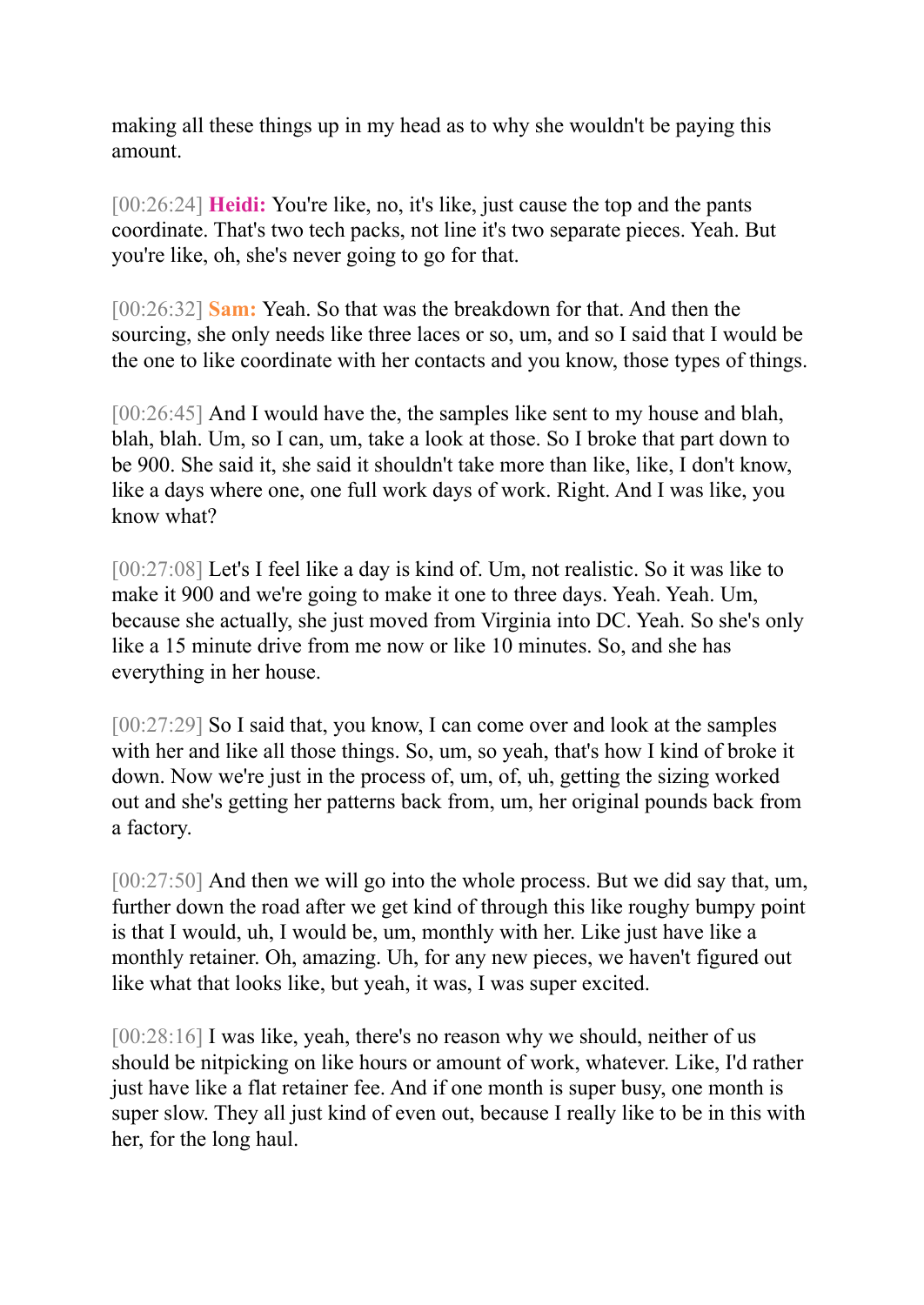making all these things up in my head as to why she wouldn't be paying this amount.

[00:26:24] **Heidi:** You're like, no, it's like, just cause the top and the pants coordinate. That's two tech packs, not line it's two separate pieces. Yeah. But you're like, oh, she's never going to go for that.

[00:26:32] **Sam:** Yeah. So that was the breakdown for that. And then the sourcing, she only needs like three laces or so, um, and so I said that I would be the one to like coordinate with her contacts and you know, those types of things.

[00:26:45] And I would have the, the samples like sent to my house and blah, blah, blah. Um, so I can, um, take a look at those. So I broke that part down to be 900. She said it, she said it shouldn't take more than like, like, I don't know, like a days where one, one full work days of work. Right. And I was like, you know what?

[00:27:08] Let's I feel like a day is kind of. Um, not realistic. So it was like to make it 900 and we're going to make it one to three days. Yeah. Yeah. Um, because she actually, she just moved from Virginia into DC. Yeah. So she's only like a 15 minute drive from me now or like 10 minutes. So, and she has everything in her house.

[00:27:29] So I said that, you know, I can come over and look at the samples with her and like all those things. So, um, so yeah, that's how I kind of broke it down. Now we're just in the process of, um, of, uh, getting the sizing worked out and she's getting her patterns back from, um, her original pounds back from a factory.

[00:27:50] And then we will go into the whole process. But we did say that, um, further down the road after we get kind of through this like roughy bumpy point is that I would, uh, I would be, um, monthly with her. Like just have like a monthly retainer. Oh, amazing. Uh, for any new pieces, we haven't figured out like what that looks like, but yeah, it was, I was super excited.

[00:28:16] I was like, yeah, there's no reason why we should, neither of us should be nitpicking on like hours or amount of work, whatever. Like, I'd rather just have like a flat retainer fee. And if one month is super busy, one month is super slow. They all just kind of even out, because I really like to be in this with her, for the long haul.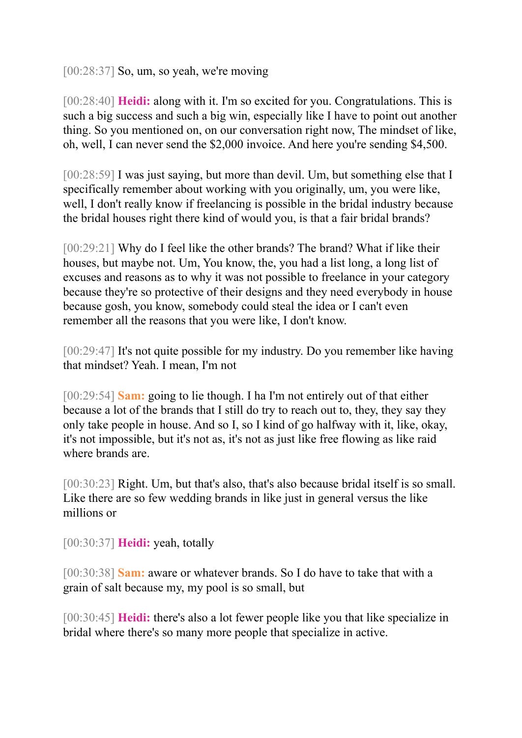[00:28:37] So, um, so yeah, we're moving

[00:28:40] **Heidi:** along with it. I'm so excited for you. Congratulations. This is such a big success and such a big win, especially like I have to point out another thing. So you mentioned on, on our conversation right now, The mindset of like, oh, well, I can never send the $2,000 invoice. And here you're sending $4,500.

[00:28:59] I was just saying, but more than devil. Um, but something else that I specifically remember about working with you originally, um, you were like, well, I don't really know if freelancing is possible in the bridal industry because the bridal houses right there kind of would you, is that a fair bridal brands?

[00:29:21] Why do I feel like the other brands? The brand? What if like their houses, but maybe not. Um, You know, the, you had a list long, a long list of excuses and reasons as to why it was not possible to freelance in your category because they're so protective of their designs and they need everybody in house because gosh, you know, somebody could steal the idea or I can't even remember all the reasons that you were like, I don't know.

[00:29:47] It's not quite possible for my industry. Do you remember like having that mindset? Yeah. I mean, I'm not

[00:29:54] **Sam:** going to lie though. I ha I'm not entirely out of that either because a lot of the brands that I still do try to reach out to, they, they say they only take people in house. And so I, so I kind of go halfway with it, like, okay, it's not impossible, but it's not as, it's not as just like free flowing as like raid where brands are.

[00:30:23] Right. Um, but that's also, that's also because bridal itself is so small. Like there are so few wedding brands in like just in general versus the like millions or

[00:30:37] **Heidi:** yeah, totally

[00:30:38] **Sam:** aware or whatever brands. So I do have to take that with a grain of salt because my, my pool is so small, but

[00:30:45] **Heidi:** there's also a lot fewer people like you that like specialize in bridal where there's so many more people that specialize in active.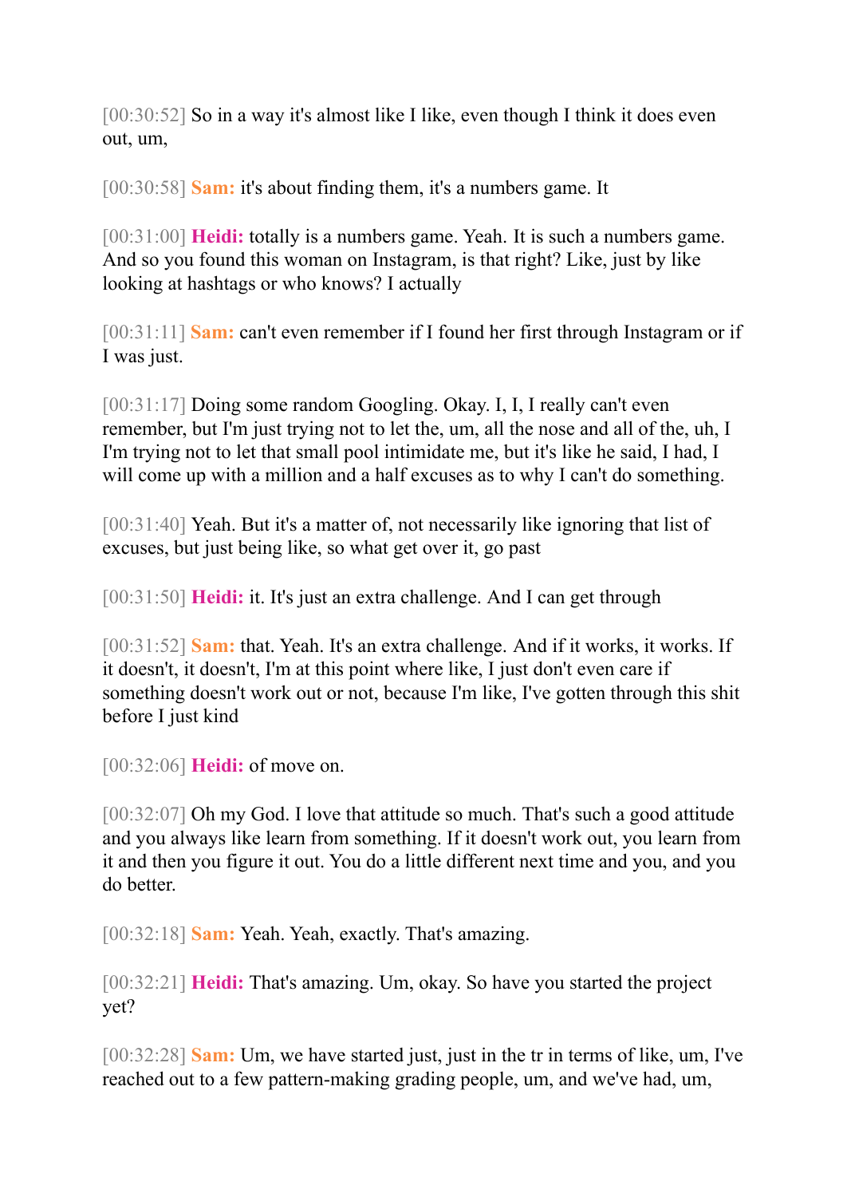[00:30:52] So in a way it's almost like I like, even though I think it does even out, um,

[00:30:58] **Sam:** it's about finding them, it's a numbers game. It

[00:31:00] **Heidi:** totally is a numbers game. Yeah. It is such a numbers game. And so you found this woman on Instagram, is that right? Like, just by like looking at hashtags or who knows? I actually

[00:31:11] **Sam:** can't even remember if I found her first through Instagram or if I was just.

[00:31:17] Doing some random Googling. Okay. I, I, I really can't even remember, but I'm just trying not to let the, um, all the nose and all of the, uh, I I'm trying not to let that small pool intimidate me, but it's like he said, I had, I will come up with a million and a half excuses as to why I can't do something.

[00:31:40] Yeah. But it's a matter of, not necessarily like ignoring that list of excuses, but just being like, so what get over it, go past

[00:31:50] **Heidi:** it. It's just an extra challenge. And I can get through

[00:31:52] **Sam:** that. Yeah. It's an extra challenge. And if it works, it works. If it doesn't, it doesn't, I'm at this point where like, I just don't even care if something doesn't work out or not, because I'm like, I've gotten through this shit before I just kind

[00:32:06] **Heidi:** of move on.

[00:32:07] Oh my God. I love that attitude so much. That's such a good attitude and you always like learn from something. If it doesn't work out, you learn from it and then you figure it out. You do a little different next time and you, and you do better.

[00:32:18] **Sam:** Yeah. Yeah, exactly. That's amazing.

[00:32:21] **Heidi:** That's amazing. Um, okay. So have you started the project yet?

[00:32:28] **Sam:** Um, we have started just, just in the tr in terms of like, um, I've reached out to a few pattern-making grading people, um, and we've had, um,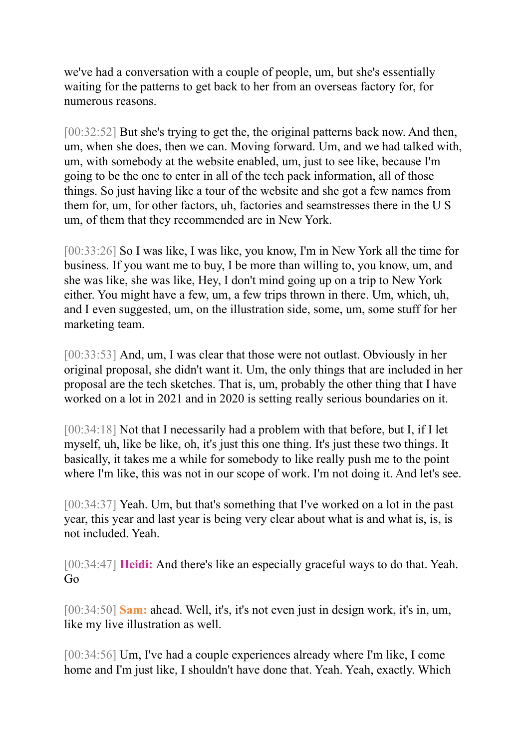we've had a conversation with a couple of people, um, but she's essentially waiting for the patterns to get back to her from an overseas factory for, for numerous reasons.

[00:32:52] But she's trying to get the, the original patterns back now. And then, um, when she does, then we can. Moving forward. Um, and we had talked with, um, with somebody at the website enabled, um, just to see like, because I'm going to be the one to enter in all of the tech pack information, all of those things. So just having like a tour of the website and she got a few names from them for, um, for other factors, uh, factories and seamstresses there in the U S um, of them that they recommended are in New York.

[00:33:26] So I was like, I was like, you know, I'm in New York all the time for business. If you want me to buy, I be more than willing to, you know, um, and she was like, she was like, Hey, I don't mind going up on a trip to New York either. You might have a few, um, a few trips thrown in there. Um, which, uh, and I even suggested, um, on the illustration side, some, um, some stuff for her marketing team.

[00:33:53] And, um, I was clear that those were not outlast. Obviously in her original proposal, she didn't want it. Um, the only things that are included in her proposal are the tech sketches. That is, um, probably the other thing that I have worked on a lot in 2021 and in 2020 is setting really serious boundaries on it.

[00:34:18] Not that I necessarily had a problem with that before, but I, if I let myself, uh, like be like, oh, it's just this one thing. It's just these two things. It basically, it takes me a while for somebody to like really push me to the point where I'm like, this was not in our scope of work. I'm not doing it. And let's see.

[00:34:37] Yeah. Um, but that's something that I've worked on a lot in the past year, this year and last year is being very clear about what is and what is, is, is not included. Yeah.

[00:34:47] **Heidi:** And there's like an especially graceful ways to do that. Yeah. Go

[00:34:50] **Sam:** ahead. Well, it's, it's not even just in design work, it's in, um, like my live illustration as well.

[00:34:56] Um, I've had a couple experiences already where I'm like, I come home and I'm just like, I shouldn't have done that. Yeah. Yeah, exactly. Which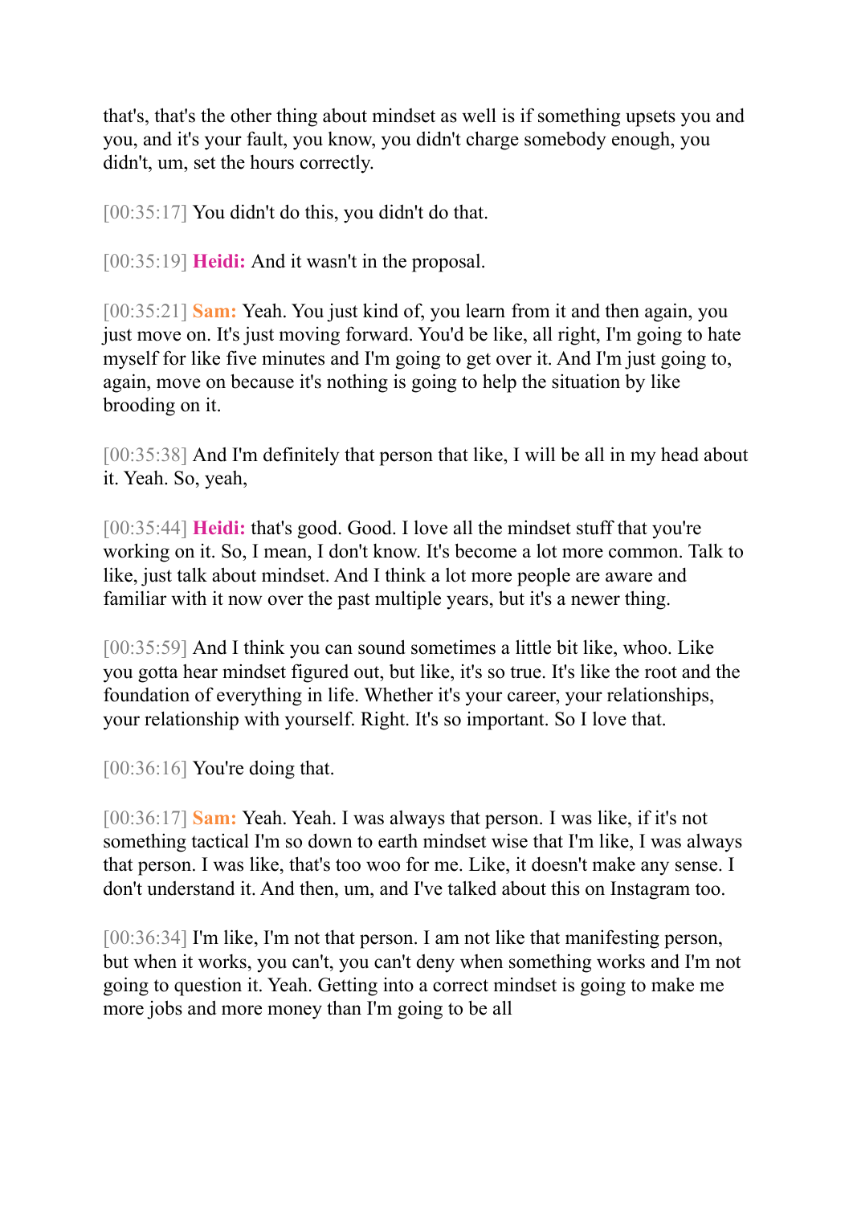that's, that's the other thing about mindset as well is if something upsets you and you, and it's your fault, you know, you didn't charge somebody enough, you didn't, um, set the hours correctly.

[00:35:17] You didn't do this, you didn't do that.

[00:35:19] **Heidi:** And it wasn't in the proposal.

[00:35:21] **Sam:** Yeah. You just kind of, you learn from it and then again, you just move on. It's just moving forward. You'd be like, all right, I'm going to hate myself for like five minutes and I'm going to get over it. And I'm just going to, again, move on because it's nothing is going to help the situation by like brooding on it.

[00:35:38] And I'm definitely that person that like, I will be all in my head about it. Yeah. So, yeah,

[00:35:44] **Heidi:** that's good. Good. I love all the mindset stuff that you're working on it. So, I mean, I don't know. It's become a lot more common. Talk to like, just talk about mindset. And I think a lot more people are aware and familiar with it now over the past multiple years, but it's a newer thing.

[00:35:59] And I think you can sound sometimes a little bit like, whoo. Like you gotta hear mindset figured out, but like, it's so true. It's like the root and the foundation of everything in life. Whether it's your career, your relationships, your relationship with yourself. Right. It's so important. So I love that.

[00:36:16] You're doing that.

[00:36:17] **Sam:** Yeah. Yeah. I was always that person. I was like, if it's not something tactical I'm so down to earth mindset wise that I'm like, I was always that person. I was like, that's too woo for me. Like, it doesn't make any sense. I don't understand it. And then, um, and I've talked about this on Instagram too.

[00:36:34] I'm like, I'm not that person. I am not like that manifesting person, but when it works, you can't, you can't deny when something works and I'm not going to question it. Yeah. Getting into a correct mindset is going to make me more jobs and more money than I'm going to be all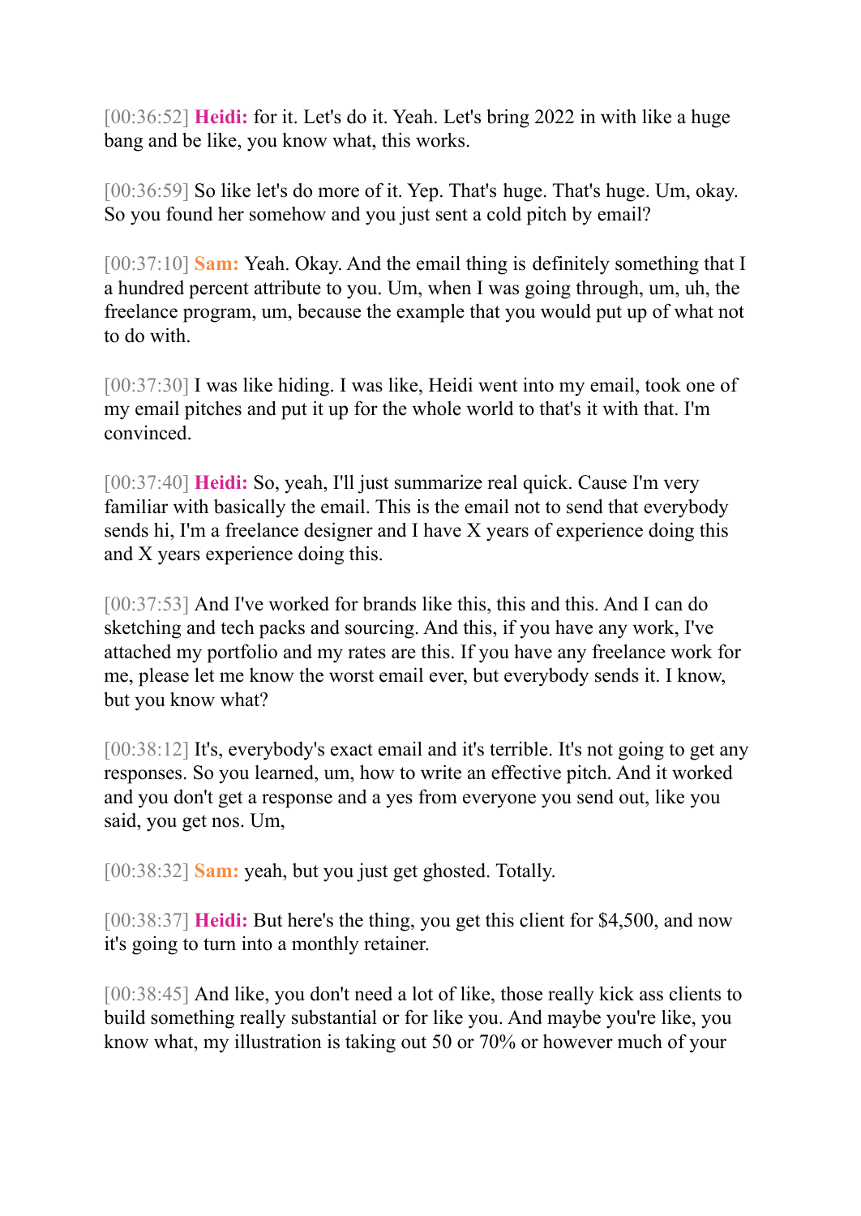[00:36:52] **Heidi:** for it. Let's do it. Yeah. Let's bring 2022 in with like a huge bang and be like, you know what, this works.

[00:36:59] So like let's do more of it. Yep. That's huge. That's huge. Um, okay. So you found her somehow and you just sent a cold pitch by email?

[00:37:10] **Sam:** Yeah. Okay. And the email thing is definitely something that I a hundred percent attribute to you. Um, when I was going through, um, uh, the freelance program, um, because the example that you would put up of what not to do with.

[00:37:30] I was like hiding. I was like, Heidi went into my email, took one of my email pitches and put it up for the whole world to that's it with that. I'm convinced.

[00:37:40] **Heidi:** So, yeah, I'll just summarize real quick. Cause I'm very familiar with basically the email. This is the email not to send that everybody sends hi, I'm a freelance designer and I have X years of experience doing this and X years experience doing this.

[00:37:53] And I've worked for brands like this, this and this. And I can do sketching and tech packs and sourcing. And this, if you have any work, I've attached my portfolio and my rates are this. If you have any freelance work for me, please let me know the worst email ever, but everybody sends it. I know, but you know what?

[00:38:12] It's, everybody's exact email and it's terrible. It's not going to get any responses. So you learned, um, how to write an effective pitch. And it worked and you don't get a response and a yes from everyone you send out, like you said, you get nos. Um,

[00:38:32] **Sam:** yeah, but you just get ghosted. Totally.

[00:38:37] **Heidi:** But here's the thing, you get this client for $4,500, and now it's going to turn into a monthly retainer.

[00:38:45] And like, you don't need a lot of like, those really kick ass clients to build something really substantial or for like you. And maybe you're like, you know what, my illustration is taking out 50 or 70% or however much of your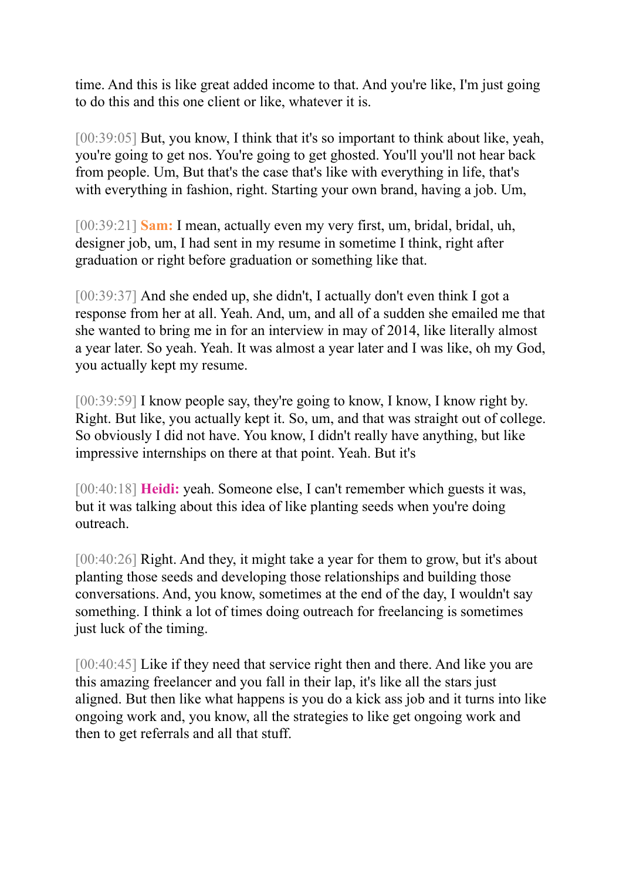time. And this is like great added income to that. And you're like, I'm just going to do this and this one client or like, whatever it is.

[00:39:05] But, you know, I think that it's so important to think about like, yeah, you're going to get nos. You're going to get ghosted. You'll you'll not hear back from people. Um, But that's the case that's like with everything in life, that's with everything in fashion, right. Starting your own brand, having a job. Um,

[00:39:21] **Sam:** I mean, actually even my very first, um, bridal, bridal, uh, designer job, um, I had sent in my resume in sometime I think, right after graduation or right before graduation or something like that.

[00:39:37] And she ended up, she didn't, I actually don't even think I got a response from her at all. Yeah. And, um, and all of a sudden she emailed me that she wanted to bring me in for an interview in may of 2014, like literally almost a year later. So yeah. Yeah. It was almost a year later and I was like, oh my God, you actually kept my resume.

[00:39:59] I know people say, they're going to know, I know, I know right by. Right. But like, you actually kept it. So, um, and that was straight out of college. So obviously I did not have. You know, I didn't really have anything, but like impressive internships on there at that point. Yeah. But it's

[00:40:18] **Heidi:** yeah. Someone else, I can't remember which guests it was, but it was talking about this idea of like planting seeds when you're doing outreach.

[00:40:26] Right. And they, it might take a year for them to grow, but it's about planting those seeds and developing those relationships and building those conversations. And, you know, sometimes at the end of the day, I wouldn't say something. I think a lot of times doing outreach for freelancing is sometimes just luck of the timing.

[00:40:45] Like if they need that service right then and there. And like you are this amazing freelancer and you fall in their lap, it's like all the stars just aligned. But then like what happens is you do a kick ass job and it turns into like ongoing work and, you know, all the strategies to like get ongoing work and then to get referrals and all that stuff.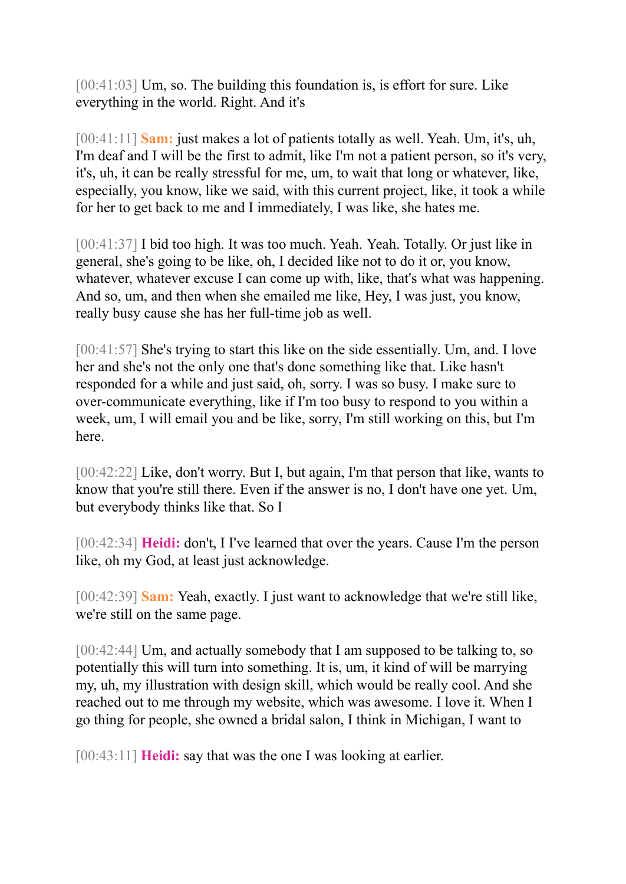[00:41:03] Um, so. The building this foundation is, is effort for sure. Like everything in the world. Right. And it's

[00:41:11] **Sam:** just makes a lot of patients totally as well. Yeah. Um, it's, uh, I'm deaf and I will be the first to admit, like I'm not a patient person, so it's very, it's, uh, it can be really stressful for me, um, to wait that long or whatever, like, especially, you know, like we said, with this current project, like, it took a while for her to get back to me and I immediately, I was like, she hates me.

[00:41:37] I bid too high. It was too much. Yeah. Yeah. Totally. Or just like in general, she's going to be like, oh, I decided like not to do it or, you know, whatever, whatever excuse I can come up with, like, that's what was happening. And so, um, and then when she emailed me like, Hey, I was just, you know, really busy cause she has her full-time job as well.

[00:41:57] She's trying to start this like on the side essentially. Um, and. I love her and she's not the only one that's done something like that. Like hasn't responded for a while and just said, oh, sorry. I was so busy. I make sure to over-communicate everything, like if I'm too busy to respond to you within a week, um, I will email you and be like, sorry, I'm still working on this, but I'm here.

[00:42:22] Like, don't worry. But I, but again, I'm that person that like, wants to know that you're still there. Even if the answer is no, I don't have one yet. Um, but everybody thinks like that. So I

[00:42:34] **Heidi:** don't, I I've learned that over the years. Cause I'm the person like, oh my God, at least just acknowledge.

[00:42:39] **Sam:** Yeah, exactly. I just want to acknowledge that we're still like, we're still on the same page.

[00:42:44] Um, and actually somebody that I am supposed to be talking to, so potentially this will turn into something. It is, um, it kind of will be marrying my, uh, my illustration with design skill, which would be really cool. And she reached out to me through my website, which was awesome. I love it. When I go thing for people, she owned a bridal salon, I think in Michigan, I want to

[00:43:11] **Heidi:** say that was the one I was looking at earlier.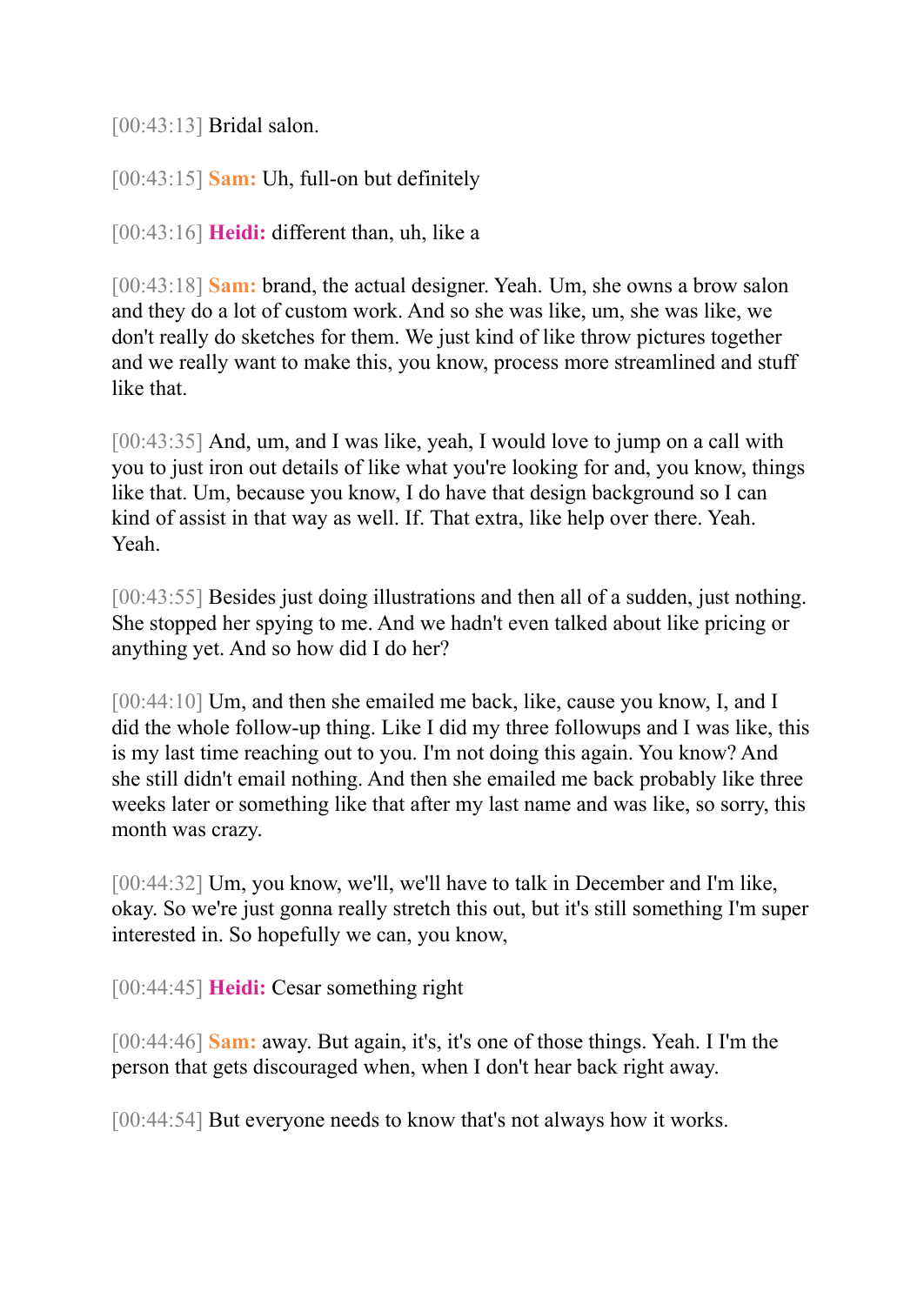[00:43:13] Bridal salon.

[00:43:15] **Sam:** Uh, full-on but definitely

[00:43:16] **Heidi:** different than, uh, like a

[00:43:18] **Sam:** brand, the actual designer. Yeah. Um, she owns a brow salon and they do a lot of custom work. And so she was like, um, she was like, we don't really do sketches for them. We just kind of like throw pictures together and we really want to make this, you know, process more streamlined and stuff like that.

[00:43:35] And, um, and I was like, yeah, I would love to jump on a call with you to just iron out details of like what you're looking for and, you know, things like that. Um, because you know, I do have that design background so I can kind of assist in that way as well. If. That extra, like help over there. Yeah. Yeah.

[00:43:55] Besides just doing illustrations and then all of a sudden, just nothing. She stopped her spying to me. And we hadn't even talked about like pricing or anything yet. And so how did I do her?

[00:44:10] Um, and then she emailed me back, like, cause you know, I, and I did the whole follow-up thing. Like I did my three followups and I was like, this is my last time reaching out to you. I'm not doing this again. You know? And she still didn't email nothing. And then she emailed me back probably like three weeks later or something like that after my last name and was like, so sorry, this month was crazy.

[00:44:32] Um, you know, we'll, we'll have to talk in December and I'm like, okay. So we're just gonna really stretch this out, but it's still something I'm super interested in. So hopefully we can, you know,

[00:44:45] **Heidi:** Cesar something right

[00:44:46] **Sam:** away. But again, it's, it's one of those things. Yeah. I I'm the person that gets discouraged when, when I don't hear back right away.

[00:44:54] But everyone needs to know that's not always how it works.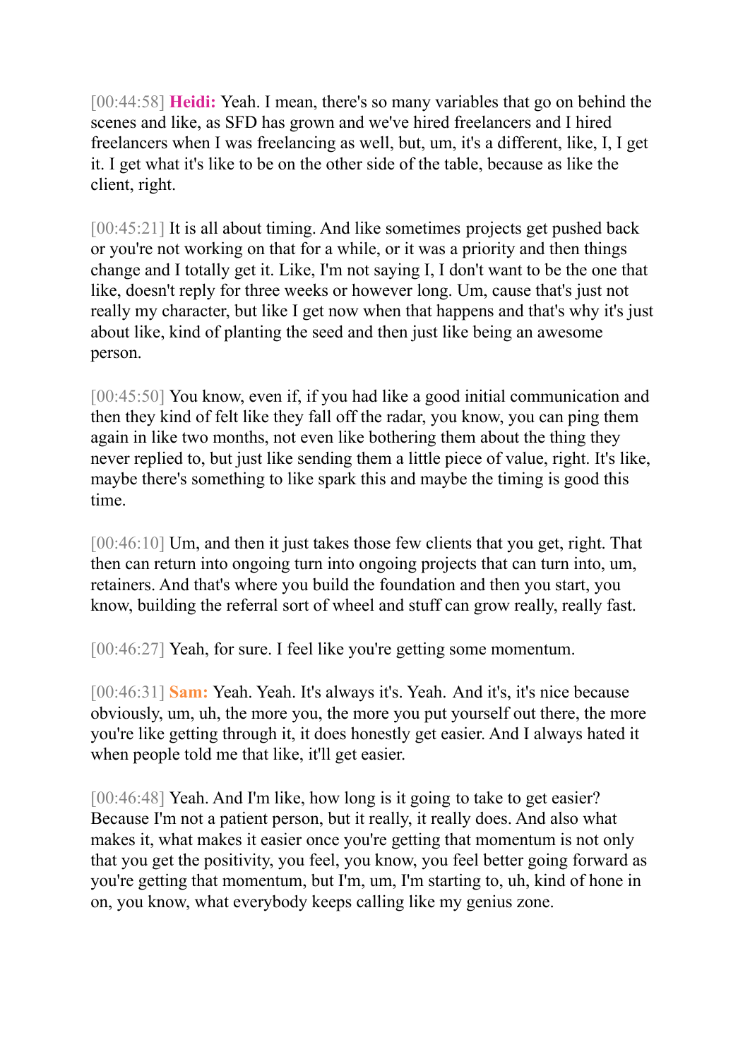[00:44:58] **Heidi:** Yeah. I mean, there's so many variables that go on behind the scenes and like, as SFD has grown and we've hired freelancers and I hired freelancers when I was freelancing as well, but, um, it's a different, like, I, I get it. I get what it's like to be on the other side of the table, because as like the client, right.

[00:45:21] It is all about timing. And like sometimes projects get pushed back or you're not working on that for a while, or it was a priority and then things change and I totally get it. Like, I'm not saying I, I don't want to be the one that like, doesn't reply for three weeks or however long. Um, cause that's just not really my character, but like I get now when that happens and that's why it's just about like, kind of planting the seed and then just like being an awesome person.

[00:45:50] You know, even if, if you had like a good initial communication and then they kind of felt like they fall off the radar, you know, you can ping them again in like two months, not even like bothering them about the thing they never replied to, but just like sending them a little piece of value, right. It's like, maybe there's something to like spark this and maybe the timing is good this time.

[00:46:10] Um, and then it just takes those few clients that you get, right. That then can return into ongoing turn into ongoing projects that can turn into, um, retainers. And that's where you build the foundation and then you start, you know, building the referral sort of wheel and stuff can grow really, really fast.

[00:46:27] Yeah, for sure. I feel like you're getting some momentum.

[00:46:31] **Sam:** Yeah. Yeah. It's always it's. Yeah. And it's, it's nice because obviously, um, uh, the more you, the more you put yourself out there, the more you're like getting through it, it does honestly get easier. And I always hated it when people told me that like, it'll get easier.

[00:46:48] Yeah. And I'm like, how long is it going to take to get easier? Because I'm not a patient person, but it really, it really does. And also what makes it, what makes it easier once you're getting that momentum is not only that you get the positivity, you feel, you know, you feel better going forward as you're getting that momentum, but I'm, um, I'm starting to, uh, kind of hone in on, you know, what everybody keeps calling like my genius zone.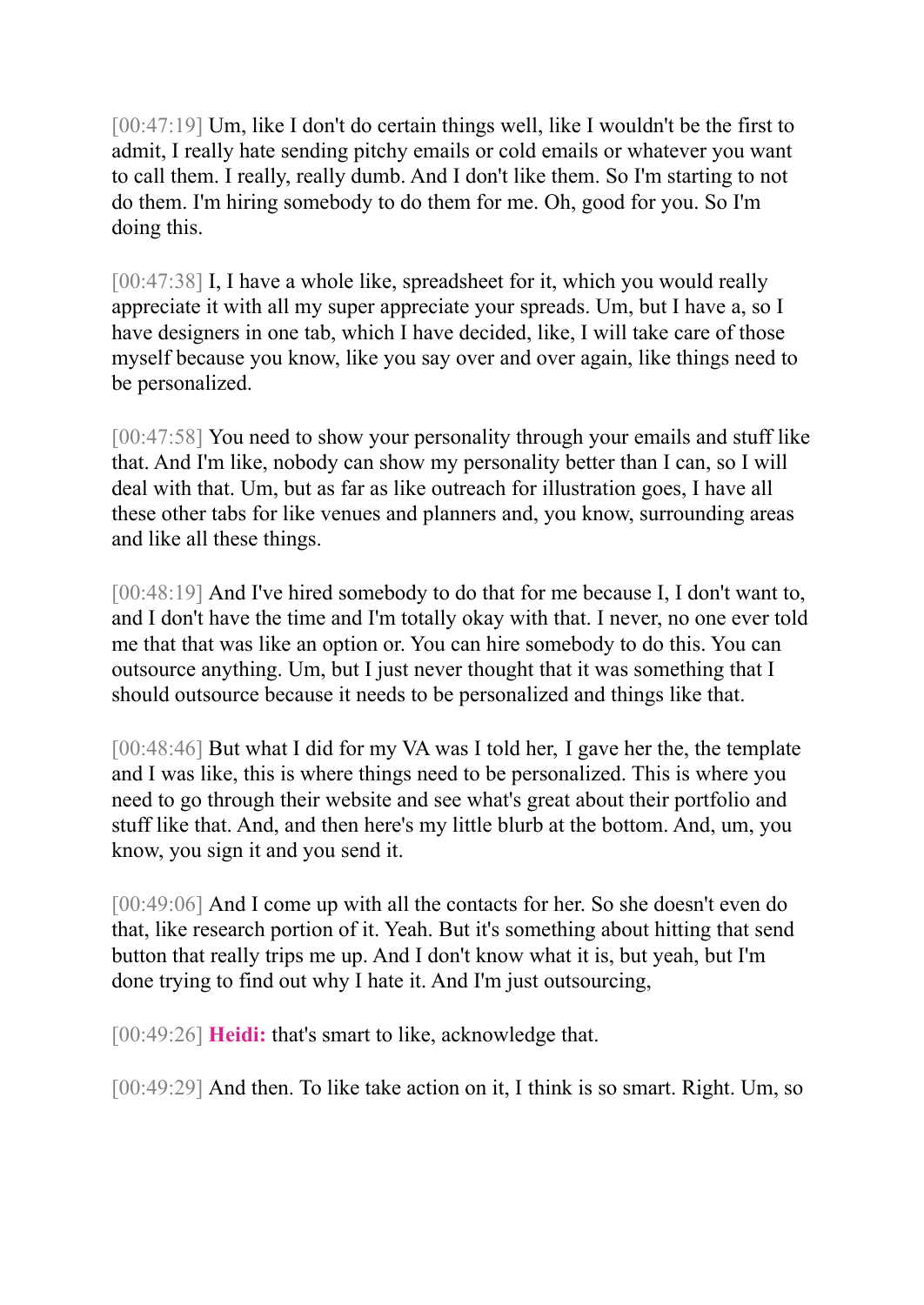[00:47:19] Um, like I don't do certain things well, like I wouldn't be the first to admit, I really hate sending pitchy emails or cold emails or whatever you want to call them. I really, really dumb. And I don't like them. So I'm starting to not do them. I'm hiring somebody to do them for me. Oh, good for you. So I'm doing this.

[00:47:38] I, I have a whole like, spreadsheet for it, which you would really appreciate it with all my super appreciate your spreads. Um, but I have a, so I have designers in one tab, which I have decided, like, I will take care of those myself because you know, like you say over and over again, like things need to be personalized.

[00:47:58] You need to show your personality through your emails and stuff like that. And I'm like, nobody can show my personality better than I can, so I will deal with that. Um, but as far as like outreach for illustration goes, I have all these other tabs for like venues and planners and, you know, surrounding areas and like all these things.

[00:48:19] And I've hired somebody to do that for me because I, I don't want to, and I don't have the time and I'm totally okay with that. I never, no one ever told me that that was like an option or. You can hire somebody to do this. You can outsource anything. Um, but I just never thought that it was something that I should outsource because it needs to be personalized and things like that.

[00:48:46] But what I did for my VA was I told her, I gave her the, the template and I was like, this is where things need to be personalized. This is where you need to go through their website and see what's great about their portfolio and stuff like that. And, and then here's my little blurb at the bottom. And, um, you know, you sign it and you send it.

[00:49:06] And I come up with all the contacts for her. So she doesn't even do that, like research portion of it. Yeah. But it's something about hitting that send button that really trips me up. And I don't know what it is, but yeah, but I'm done trying to find out why I hate it. And I'm just outsourcing,

[00:49:26] **Heidi:** that's smart to like, acknowledge that.

[00:49:29] And then. To like take action on it, I think is so smart. Right. Um, so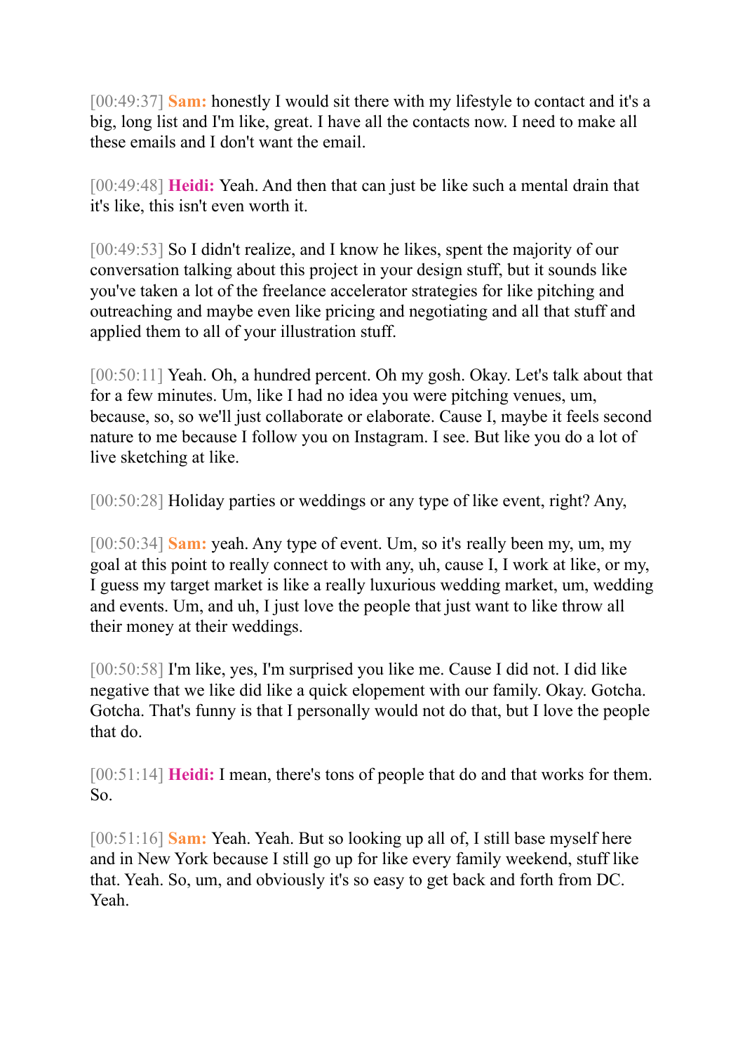[00:49:37] **Sam:** honestly I would sit there with my lifestyle to contact and it's a big, long list and I'm like, great. I have all the contacts now. I need to make all these emails and I don't want the email.

[00:49:48] **Heidi:** Yeah. And then that can just be like such a mental drain that it's like, this isn't even worth it.

[00:49:53] So I didn't realize, and I know he likes, spent the majority of our conversation talking about this project in your design stuff, but it sounds like you've taken a lot of the freelance accelerator strategies for like pitching and outreaching and maybe even like pricing and negotiating and all that stuff and applied them to all of your illustration stuff.

[00:50:11] Yeah. Oh, a hundred percent. Oh my gosh. Okay. Let's talk about that for a few minutes. Um, like I had no idea you were pitching venues, um, because, so, so we'll just collaborate or elaborate. Cause I, maybe it feels second nature to me because I follow you on Instagram. I see. But like you do a lot of live sketching at like.

[00:50:28] Holiday parties or weddings or any type of like event, right? Any,

[00:50:34] **Sam:** yeah. Any type of event. Um, so it's really been my, um, my goal at this point to really connect to with any, uh, cause I, I work at like, or my, I guess my target market is like a really luxurious wedding market, um, wedding and events. Um, and uh, I just love the people that just want to like throw all their money at their weddings.

[00:50:58] I'm like, yes, I'm surprised you like me. Cause I did not. I did like negative that we like did like a quick elopement with our family. Okay. Gotcha. Gotcha. That's funny is that I personally would not do that, but I love the people that do.

[00:51:14] **Heidi:** I mean, there's tons of people that do and that works for them. So.

[00:51:16] **Sam:** Yeah. Yeah. But so looking up all of, I still base myself here and in New York because I still go up for like every family weekend, stuff like that. Yeah. So, um, and obviously it's so easy to get back and forth from DC. Yeah.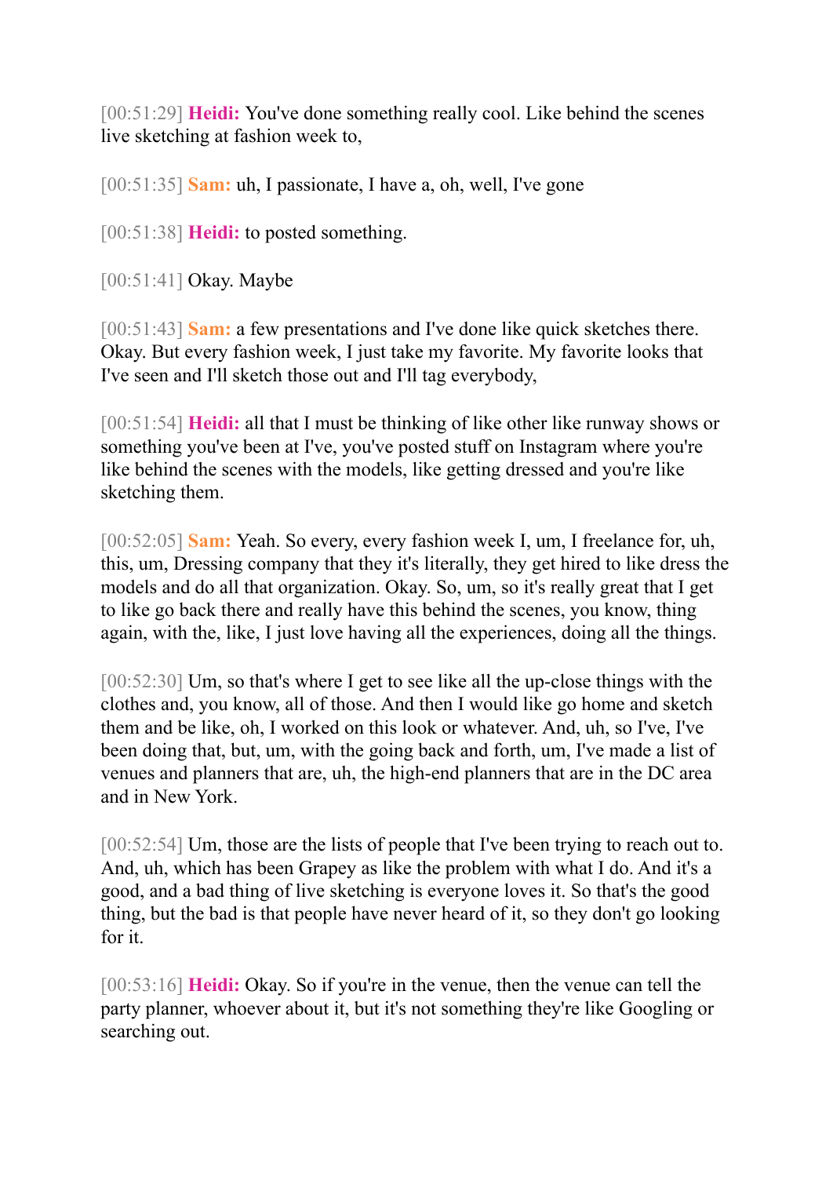[00:51:29] **Heidi:** You've done something really cool. Like behind the scenes live sketching at fashion week to,

[00:51:35] **Sam:** uh, I passionate, I have a, oh, well, I've gone

[00:51:38] **Heidi:** to posted something.

[00:51:41] Okay. Maybe

[00:51:43] **Sam:** a few presentations and I've done like quick sketches there. Okay. But every fashion week, I just take my favorite. My favorite looks that I've seen and I'll sketch those out and I'll tag everybody,

[00:51:54] **Heidi:** all that I must be thinking of like other like runway shows or something you've been at I've, you've posted stuff on Instagram where you're like behind the scenes with the models, like getting dressed and you're like sketching them.

[00:52:05] **Sam:** Yeah. So every, every fashion week I, um, I freelance for, uh, this, um, Dressing company that they it's literally, they get hired to like dress the models and do all that organization. Okay. So, um, so it's really great that I get to like go back there and really have this behind the scenes, you know, thing again, with the, like, I just love having all the experiences, doing all the things.

[00:52:30] Um, so that's where I get to see like all the up-close things with the clothes and, you know, all of those. And then I would like go home and sketch them and be like, oh, I worked on this look or whatever. And, uh, so I've, I've been doing that, but, um, with the going back and forth, um, I've made a list of venues and planners that are, uh, the high-end planners that are in the DC area and in New York.

[00:52:54] Um, those are the lists of people that I've been trying to reach out to. And, uh, which has been Grapey as like the problem with what I do. And it's a good, and a bad thing of live sketching is everyone loves it. So that's the good thing, but the bad is that people have never heard of it, so they don't go looking for it.

[00:53:16] **Heidi:** Okay. So if you're in the venue, then the venue can tell the party planner, whoever about it, but it's not something they're like Googling or searching out.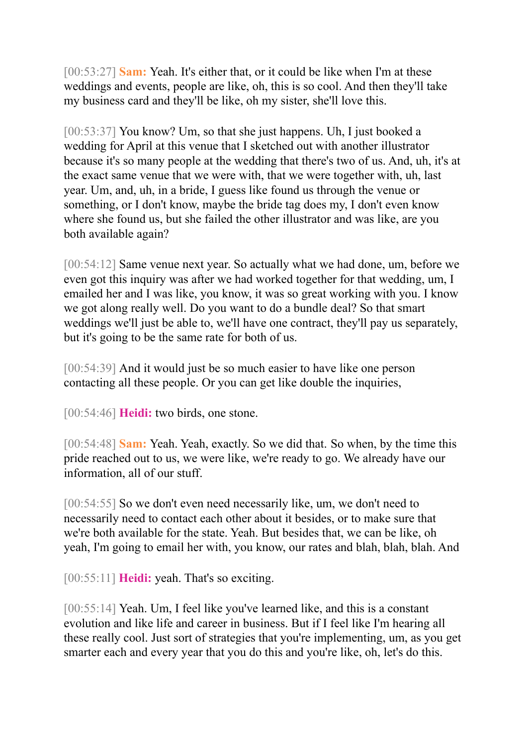[00:53:27] **Sam:** Yeah. It's either that, or it could be like when I'm at these weddings and events, people are like, oh, this is so cool. And then they'll take my business card and they'll be like, oh my sister, she'll love this.

[00:53:37] You know? Um, so that she just happens. Uh, I just booked a wedding for April at this venue that I sketched out with another illustrator because it's so many people at the wedding that there's two of us. And, uh, it's at the exact same venue that we were with, that we were together with, uh, last year. Um, and, uh, in a bride, I guess like found us through the venue or something, or I don't know, maybe the bride tag does my, I don't even know where she found us, but she failed the other illustrator and was like, are you both available again?

[00:54:12] Same venue next year. So actually what we had done, um, before we even got this inquiry was after we had worked together for that wedding, um, I emailed her and I was like, you know, it was so great working with you. I know we got along really well. Do you want to do a bundle deal? So that smart weddings we'll just be able to, we'll have one contract, they'll pay us separately, but it's going to be the same rate for both of us.

[00:54:39] And it would just be so much easier to have like one person contacting all these people. Or you can get like double the inquiries,

[00:54:46] **Heidi:** two birds, one stone.

[00:54:48] **Sam:** Yeah. Yeah, exactly. So we did that. So when, by the time this pride reached out to us, we were like, we're ready to go. We already have our information, all of our stuff.

[00:54:55] So we don't even need necessarily like, um, we don't need to necessarily need to contact each other about it besides, or to make sure that we're both available for the state. Yeah. But besides that, we can be like, oh yeah, I'm going to email her with, you know, our rates and blah, blah, blah. And

[00:55:11] **Heidi:** yeah. That's so exciting.

[00:55:14] Yeah. Um, I feel like you've learned like, and this is a constant evolution and like life and career in business. But if I feel like I'm hearing all these really cool. Just sort of strategies that you're implementing, um, as you get smarter each and every year that you do this and you're like, oh, let's do this.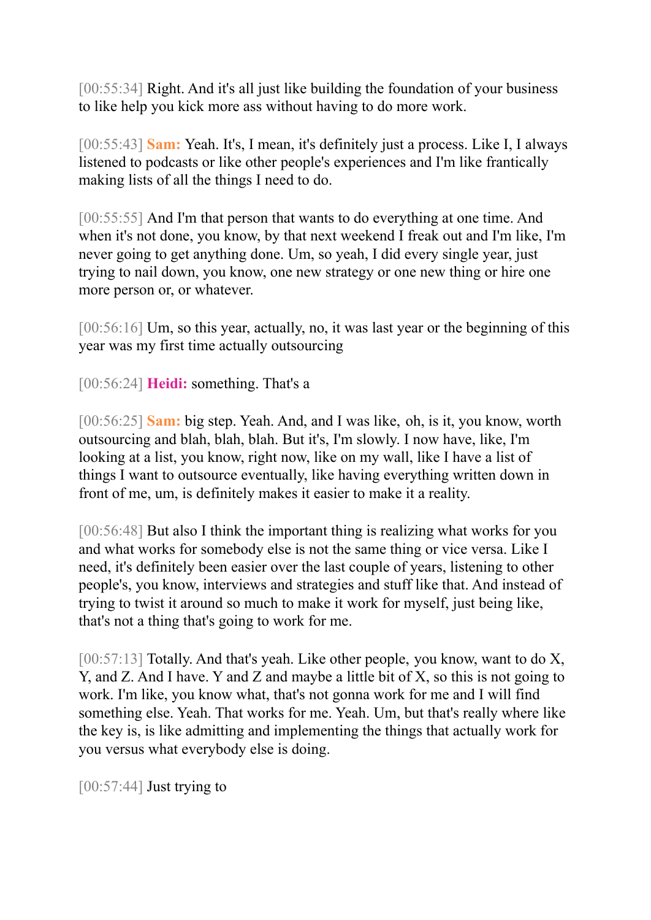[00:55:34] Right. And it's all just like building the foundation of your business to like help you kick more ass without having to do more work.

[00:55:43] **Sam:** Yeah. It's, I mean, it's definitely just a process. Like I, I always listened to podcasts or like other people's experiences and I'm like frantically making lists of all the things I need to do.

[00:55:55] And I'm that person that wants to do everything at one time. And when it's not done, you know, by that next weekend I freak out and I'm like, I'm never going to get anything done. Um, so yeah, I did every single year, just trying to nail down, you know, one new strategy or one new thing or hire one more person or, or whatever.

[00:56:16] Um, so this year, actually, no, it was last year or the beginning of this year was my first time actually outsourcing

[00:56:24] **Heidi:** something. That's a

[00:56:25] **Sam:** big step. Yeah. And, and I was like, oh, is it, you know, worth outsourcing and blah, blah, blah. But it's, I'm slowly. I now have, like, I'm looking at a list, you know, right now, like on my wall, like I have a list of things I want to outsource eventually, like having everything written down in front of me, um, is definitely makes it easier to make it a reality.

[00:56:48] But also I think the important thing is realizing what works for you and what works for somebody else is not the same thing or vice versa. Like I need, it's definitely been easier over the last couple of years, listening to other people's, you know, interviews and strategies and stuff like that. And instead of trying to twist it around so much to make it work for myself, just being like, that's not a thing that's going to work for me.

[00:57:13] Totally. And that's yeah. Like other people, you know, want to do X, Y, and Z. And I have. Y and Z and maybe a little bit of X, so this is not going to work. I'm like, you know what, that's not gonna work for me and I will find something else. Yeah. That works for me. Yeah. Um, but that's really where like the key is, is like admitting and implementing the things that actually work for you versus what everybody else is doing.

[00:57:44] Just trying to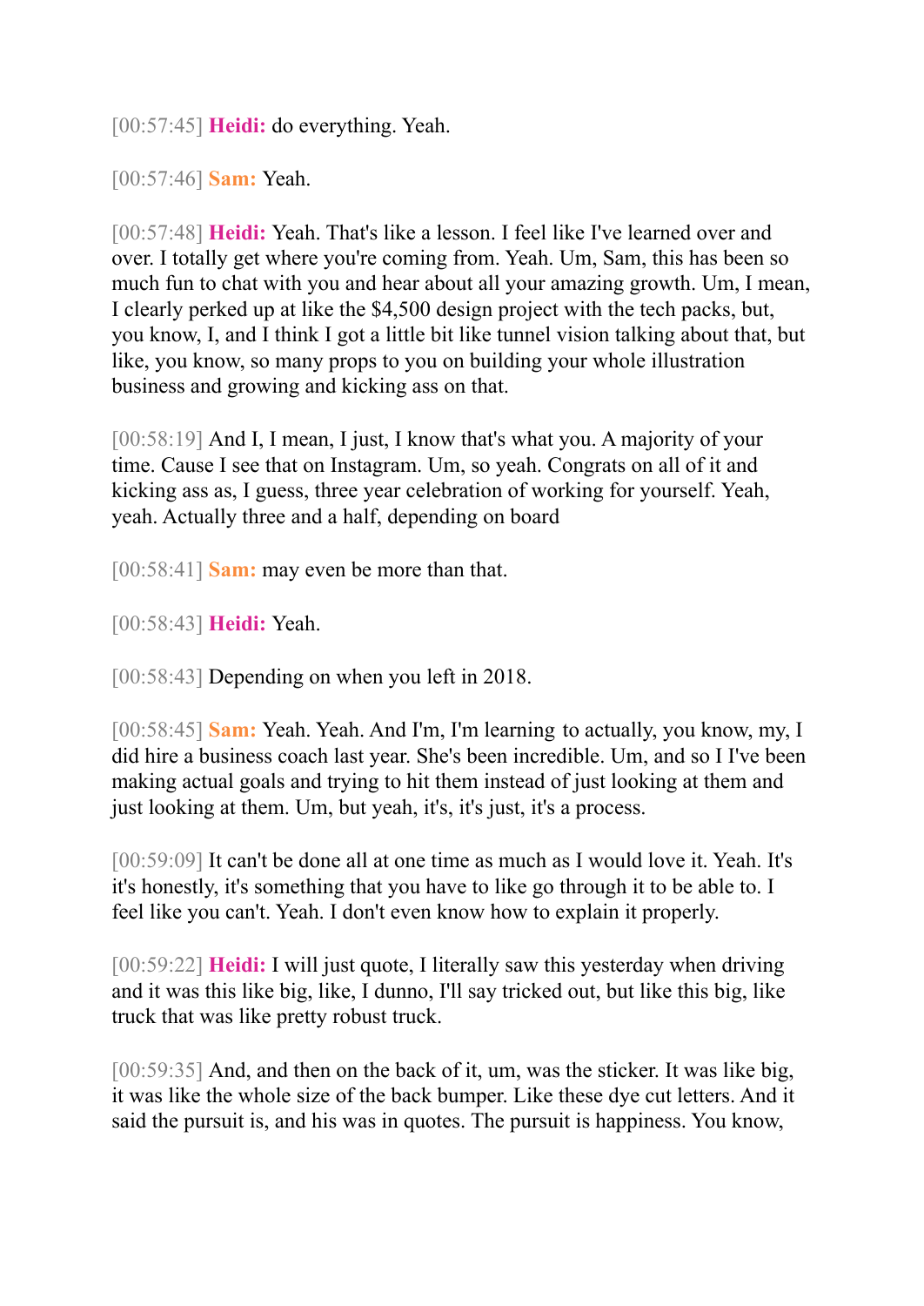[00:57:45] **Heidi:** do everything. Yeah.

[00:57:46] **Sam:** Yeah.

[00:57:48] **Heidi:** Yeah. That's like a lesson. I feel like I've learned over and over. I totally get where you're coming from. Yeah. Um, Sam, this has been so much fun to chat with you and hear about all your amazing growth. Um, I mean, I clearly perked up at like the $4,500 design project with the tech packs, but, you know, I, and I think I got a little bit like tunnel vision talking about that, but like, you know, so many props to you on building your whole illustration business and growing and kicking ass on that.

[00:58:19] And I, I mean, I just, I know that's what you. A majority of your time. Cause I see that on Instagram. Um, so yeah. Congrats on all of it and kicking ass as, I guess, three year celebration of working for yourself. Yeah, yeah. Actually three and a half, depending on board

[00:58:41] **Sam:** may even be more than that.

[00:58:43] **Heidi:** Yeah.

[00:58:43] Depending on when you left in 2018.

[00:58:45] **Sam:** Yeah. Yeah. And I'm, I'm learning to actually, you know, my, I did hire a business coach last year. She's been incredible. Um, and so I I've been making actual goals and trying to hit them instead of just looking at them and just looking at them. Um, but yeah, it's, it's just, it's a process.

[00:59:09] It can't be done all at one time as much as I would love it. Yeah. It's it's honestly, it's something that you have to like go through it to be able to. I feel like you can't. Yeah. I don't even know how to explain it properly.

[00:59:22] **Heidi:** I will just quote, I literally saw this yesterday when driving and it was this like big, like, I dunno, I'll say tricked out, but like this big, like truck that was like pretty robust truck.

[00:59:35] And, and then on the back of it, um, was the sticker. It was like big, it was like the whole size of the back bumper. Like these dye cut letters. And it said the pursuit is, and his was in quotes. The pursuit is happiness. You know,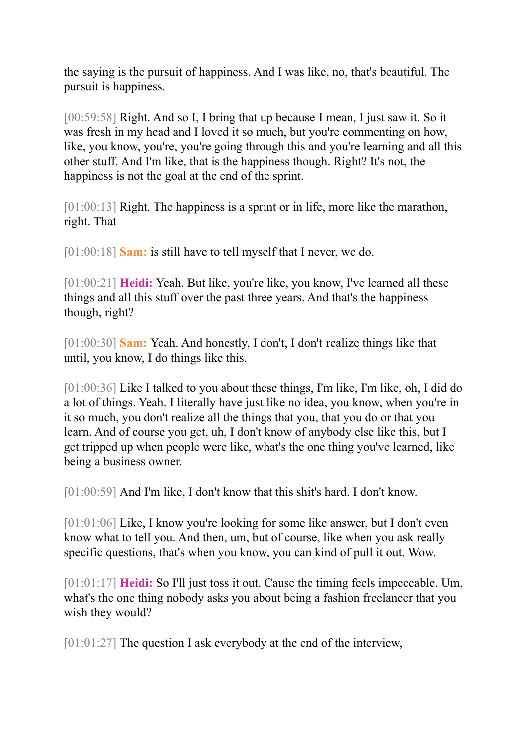the saying is the pursuit of happiness. And I was like, no, that's beautiful. The pursuit is happiness.

[00:59:58] Right. And so I, I bring that up because I mean, I just saw it. So it was fresh in my head and I loved it so much, but you're commenting on how, like, you know, you're, you're going through this and you're learning and all this other stuff. And I'm like, that is the happiness though. Right? It's not, the happiness is not the goal at the end of the sprint.

[01:00:13] Right. The happiness is a sprint or in life, more like the marathon, right. That

[01:00:18] **Sam:** is still have to tell myself that I never, we do.

[01:00:21] **Heidi:** Yeah. But like, you're like, you know, I've learned all these things and all this stuff over the past three years. And that's the happiness though, right?

[01:00:30] **Sam:** Yeah. And honestly, I don't, I don't realize things like that until, you know, I do things like this.

[01:00:36] Like I talked to you about these things, I'm like, I'm like, oh, I did do a lot of things. Yeah. I literally have just like no idea, you know, when you're in it so much, you don't realize all the things that you, that you do or that you learn. And of course you get, uh, I don't know of anybody else like this, but I get tripped up when people were like, what's the one thing you've learned, like being a business owner.

[01:00:59] And I'm like, I don't know that this shit's hard. I don't know.

[01:01:06] Like, I know you're looking for some like answer, but I don't even know what to tell you. And then, um, but of course, like when you ask really specific questions, that's when you know, you can kind of pull it out. Wow.

[01:01:17] **Heidi:** So I'll just toss it out. Cause the timing feels impeccable. Um, what's the one thing nobody asks you about being a fashion freelancer that you wish they would?

[01:01:27] The question I ask everybody at the end of the interview,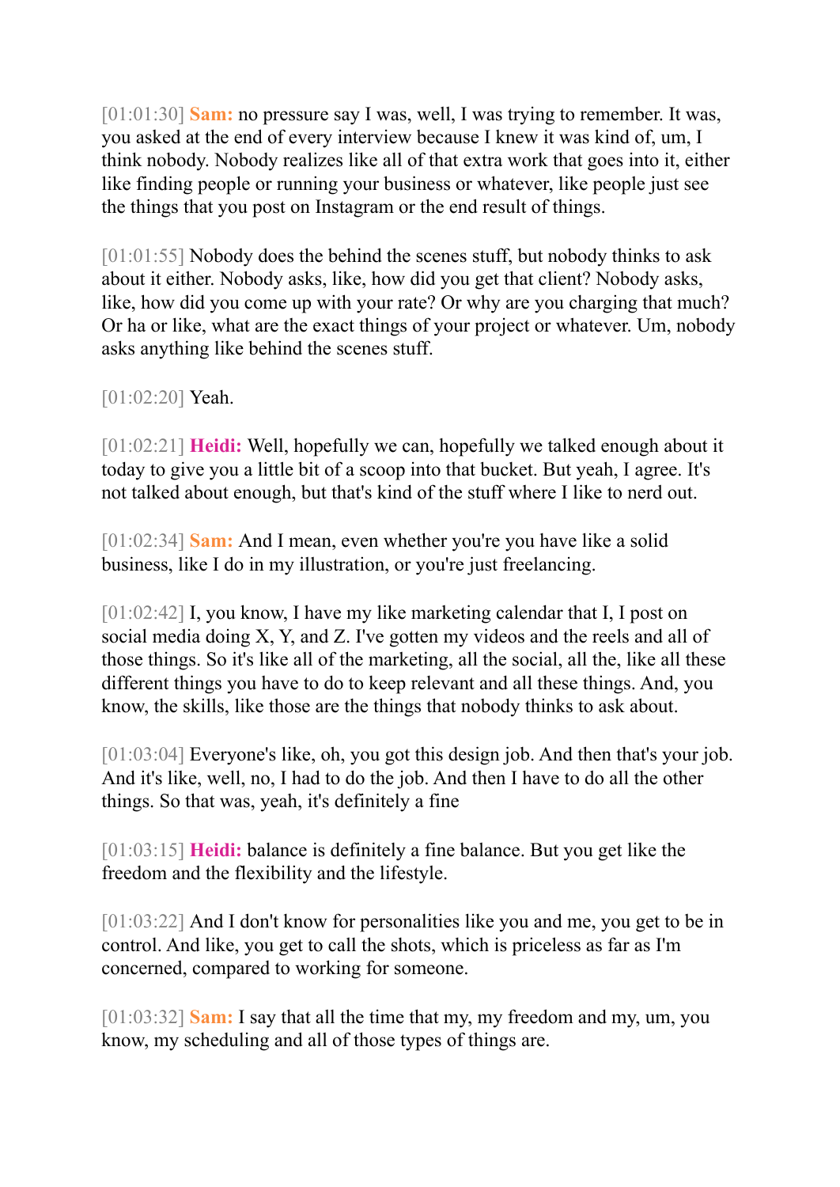[01:01:30] **Sam:** no pressure say I was, well, I was trying to remember. It was, you asked at the end of every interview because I knew it was kind of, um, I think nobody. Nobody realizes like all of that extra work that goes into it, either like finding people or running your business or whatever, like people just see the things that you post on Instagram or the end result of things.

[01:01:55] Nobody does the behind the scenes stuff, but nobody thinks to ask about it either. Nobody asks, like, how did you get that client? Nobody asks, like, how did you come up with your rate? Or why are you charging that much? Or ha or like, what are the exact things of your project or whatever. Um, nobody asks anything like behind the scenes stuff.

[01:02:20] Yeah.

[01:02:21] **Heidi:** Well, hopefully we can, hopefully we talked enough about it today to give you a little bit of a scoop into that bucket. But yeah, I agree. It's not talked about enough, but that's kind of the stuff where I like to nerd out.

[01:02:34] **Sam:** And I mean, even whether you're you have like a solid business, like I do in my illustration, or you're just freelancing.

[01:02:42] I, you know, I have my like marketing calendar that I, I post on social media doing X, Y, and Z. I've gotten my videos and the reels and all of those things. So it's like all of the marketing, all the social, all the, like all these different things you have to do to keep relevant and all these things. And, you know, the skills, like those are the things that nobody thinks to ask about.

[01:03:04] Everyone's like, oh, you got this design job. And then that's your job. And it's like, well, no, I had to do the job. And then I have to do all the other things. So that was, yeah, it's definitely a fine

[01:03:15] **Heidi:** balance is definitely a fine balance. But you get like the freedom and the flexibility and the lifestyle.

[01:03:22] And I don't know for personalities like you and me, you get to be in control. And like, you get to call the shots, which is priceless as far as I'm concerned, compared to working for someone.

[01:03:32] **Sam:** I say that all the time that my, my freedom and my, um, you know, my scheduling and all of those types of things are.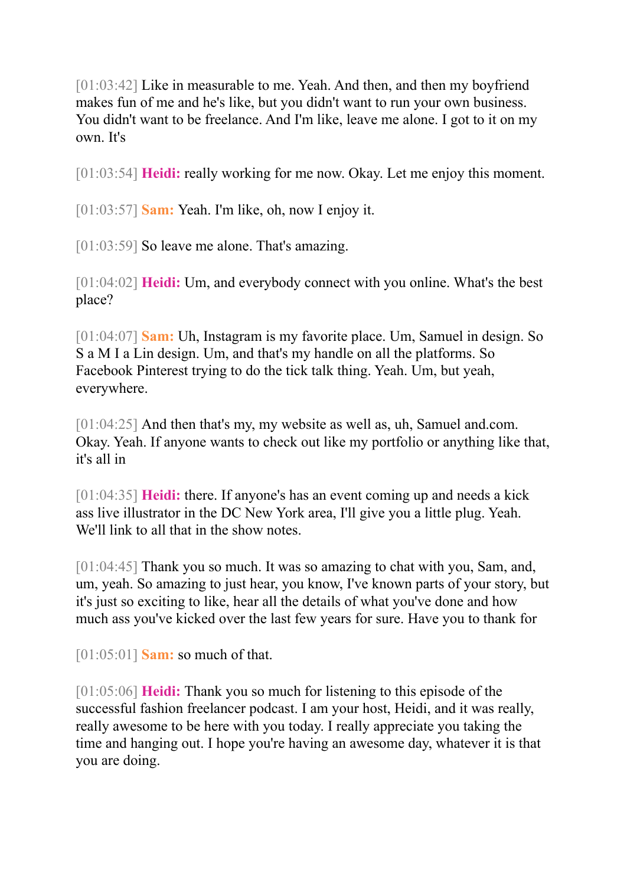[01:03:42] Like in measurable to me. Yeah. And then, and then my boyfriend makes fun of me and he's like, but you didn't want to run your own business. You didn't want to be freelance. And I'm like, leave me alone. I got to it on my own. It's

[01:03:54] **Heidi:** really working for me now. Okay. Let me enjoy this moment.

[01:03:57] **Sam:** Yeah. I'm like, oh, now I enjoy it.

[01:03:59] So leave me alone. That's amazing.

[01:04:02] **Heidi:** Um, and everybody connect with you online. What's the best place?

[01:04:07] **Sam:** Uh, Instagram is my favorite place. Um, Samuel in design. So S a M I a Lin design. Um, and that's my handle on all the platforms. So Facebook Pinterest trying to do the tick talk thing. Yeah. Um, but yeah, everywhere.

[01:04:25] And then that's my, my website as well as, uh, Samuel and.com. Okay. Yeah. If anyone wants to check out like my portfolio or anything like that, it's all in

[01:04:35] **Heidi:** there. If anyone's has an event coming up and needs a kick ass live illustrator in the DC New York area, I'll give you a little plug. Yeah. We'll link to all that in the show notes.

[01:04:45] Thank you so much. It was so amazing to chat with you, Sam, and, um, yeah. So amazing to just hear, you know, I've known parts of your story, but it's just so exciting to like, hear all the details of what you've done and how much ass you've kicked over the last few years for sure. Have you to thank for

[01:05:01] **Sam:** so much of that.

[01:05:06] **Heidi:** Thank you so much for listening to this episode of the successful fashion freelancer podcast. I am your host, Heidi, and it was really, really awesome to be here with you today. I really appreciate you taking the time and hanging out. I hope you're having an awesome day, whatever it is that you are doing.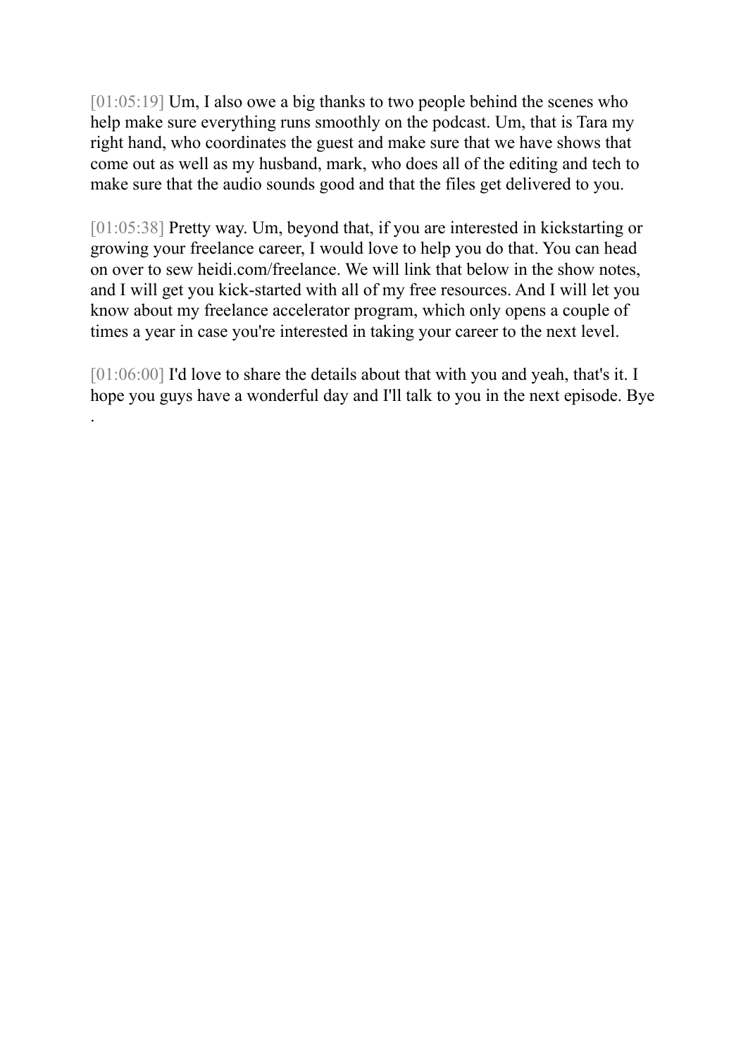[01:05:19] Um, I also owe a big thanks to two people behind the scenes who help make sure everything runs smoothly on the podcast. Um, that is Tara my right hand, who coordinates the guest and make sure that we have shows that come out as well as my husband, mark, who does all of the editing and tech to make sure that the audio sounds good and that the files get delivered to you.

[01:05:38] Pretty way. Um, beyond that, if you are interested in kickstarting or growing your freelance career, I would love to help you do that. You can head on over to sew heidi.com/freelance. We will link that below in the show notes, and I will get you kick-started with all of my free resources. And I will let you know about my freelance accelerator program, which only opens a couple of times a year in case you're interested in taking your career to the next level.

[01:06:00] I'd love to share the details about that with you and yeah, that's it. I hope you guys have a wonderful day and I'll talk to you in the next episode. Bye .